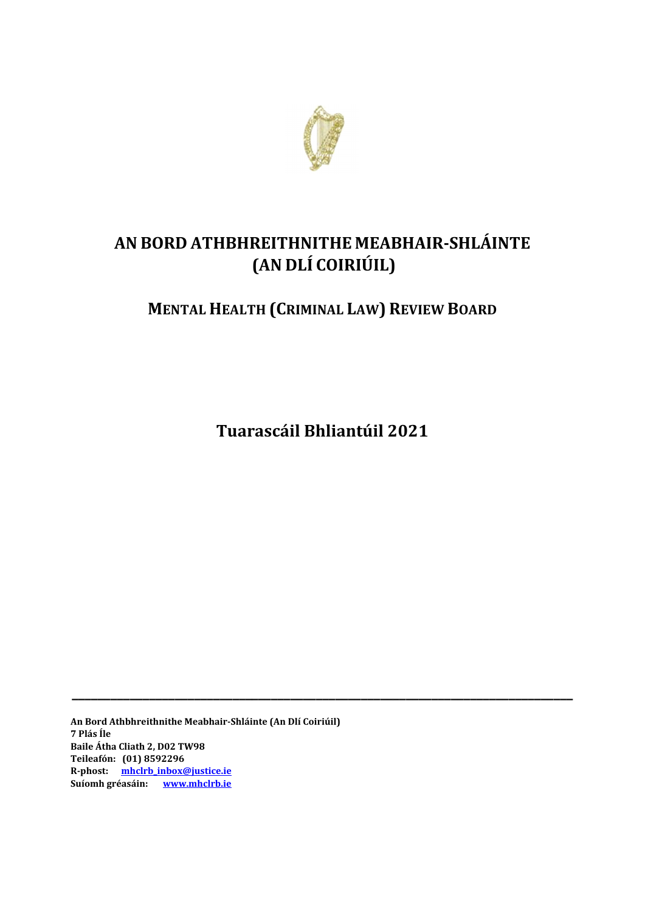# AN BORD ATHBHREITHNITHE MEABHAIR-SHLÁINTE (AN DLÍ COIRIÚIL)

## MENTAL HEALTH (CRIMINAL LAW) REVIEW BOARD

# Tuarascáil Bhliantúil 2021

---

**An Bord Athbhreithnithe Meabhair-Shláinte (An Dlí Coiriúil)**
**7 Plás Íle**
**Baile Átha Cliath 2, D02 TW98**
**Teileafón: (01) 8592296**
**R-phost: mhclrb_inbox@justice.ie**
**Suíomh gréasáin: www.mhclrb.ie**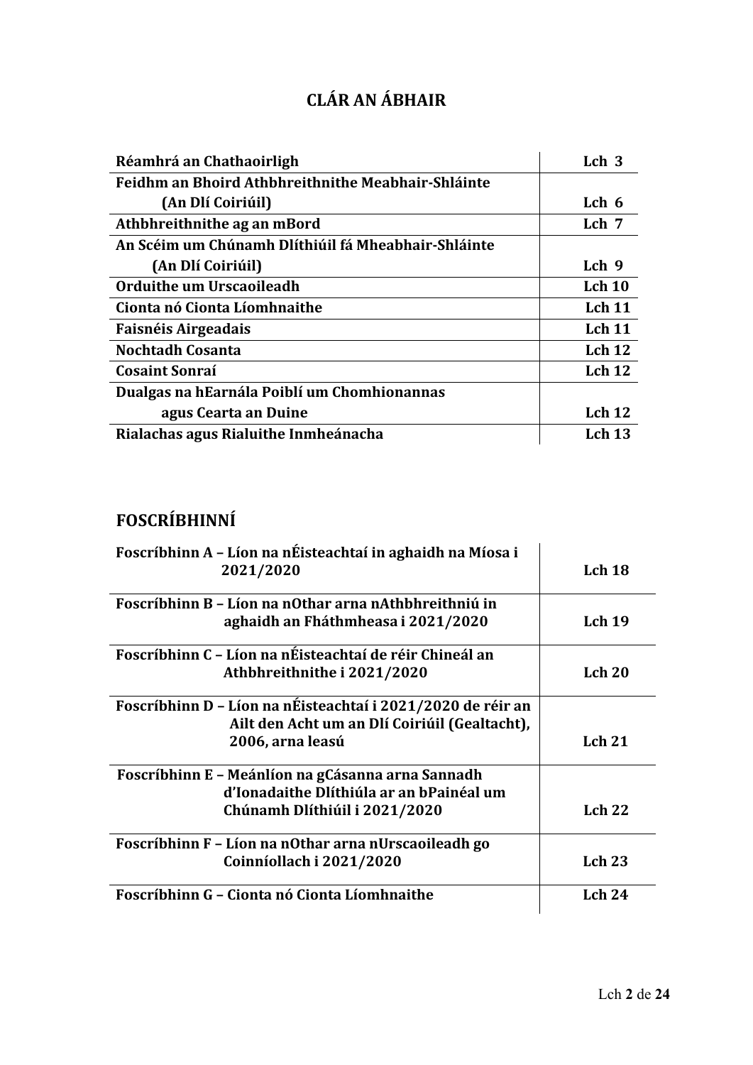# CLÁR AN ÁBHAIR

| | |
|---|---|
| **Réamhrá an Chathaoirligh** | **Lch 3** |
| **Feidhm an Bhoird Athbhreithnithe Meabhair-Shláinte (An Dlí Coiriúil)** | **Lch 6** |
| **Athbhreithnithe ag an mBord** | **Lch 7** |
| **An Scéim um Chúnamh Dlíthiúil fá Mheabhair-Shláinte (An Dlí Coiriúil)** | **Lch 9** |
| **Orduithe um Urscaoileadh** | **Lch 10** |
| **Cionta nó Cionta Líomhnaithe** | **Lch 11** |
| **Faisnéis Airgeadais** | **Lch 11** |
| **Nochtadh Cosanta** | **Lch 12** |
| **Cosaint Sonraí** | **Lch 12** |
| **Dualgas na hEarnála Poiblí um Chomhionannas agus Cearta an Duine** | **Lch 12** |
| **Rialachas agus Rialuithe Inmheánacha** | **Lch 13** |

## FOSCRÍBHINNÍ

| | |
|---|---|
| **Foscríbhinn A – Líon na nÉisteachtaí in aghaidh na Míosa i 2021/2020** | **Lch 18** |
| **Foscríbhinn B – Líon na nOthar arna nAthbhreithniú in aghaidh an Fháthmheasa i 2021/2020** | **Lch 19** |
| **Foscríbhinn C – Líon na nÉisteachtaí de réir Chineál an Athbhreithnithe i 2021/2020** | **Lch 20** |
| **Foscríbhinn D – Líon na nÉisteachtaí i 2021/2020 de réir an Ailt den Acht um an Dlí Coiriúil (Gealtacht), 2006, arna leasú** | **Lch 21** |
| **Foscríbhinn E – Meánlíon na gCásanna arna Sannadh d'Ionadaithe Dlíthiúla ar an bPainéal um Chúnamh Dlíthiúil i 2021/2020** | **Lch 22** |
| **Foscríbhinn F – Líon na nOthar arna nUrscaoileadh go Coinníollach i 2021/2020** | **Lch 23** |
| **Foscríbhinn G – Cionta nó Cionta Líomhnaithe** | **Lch 24** |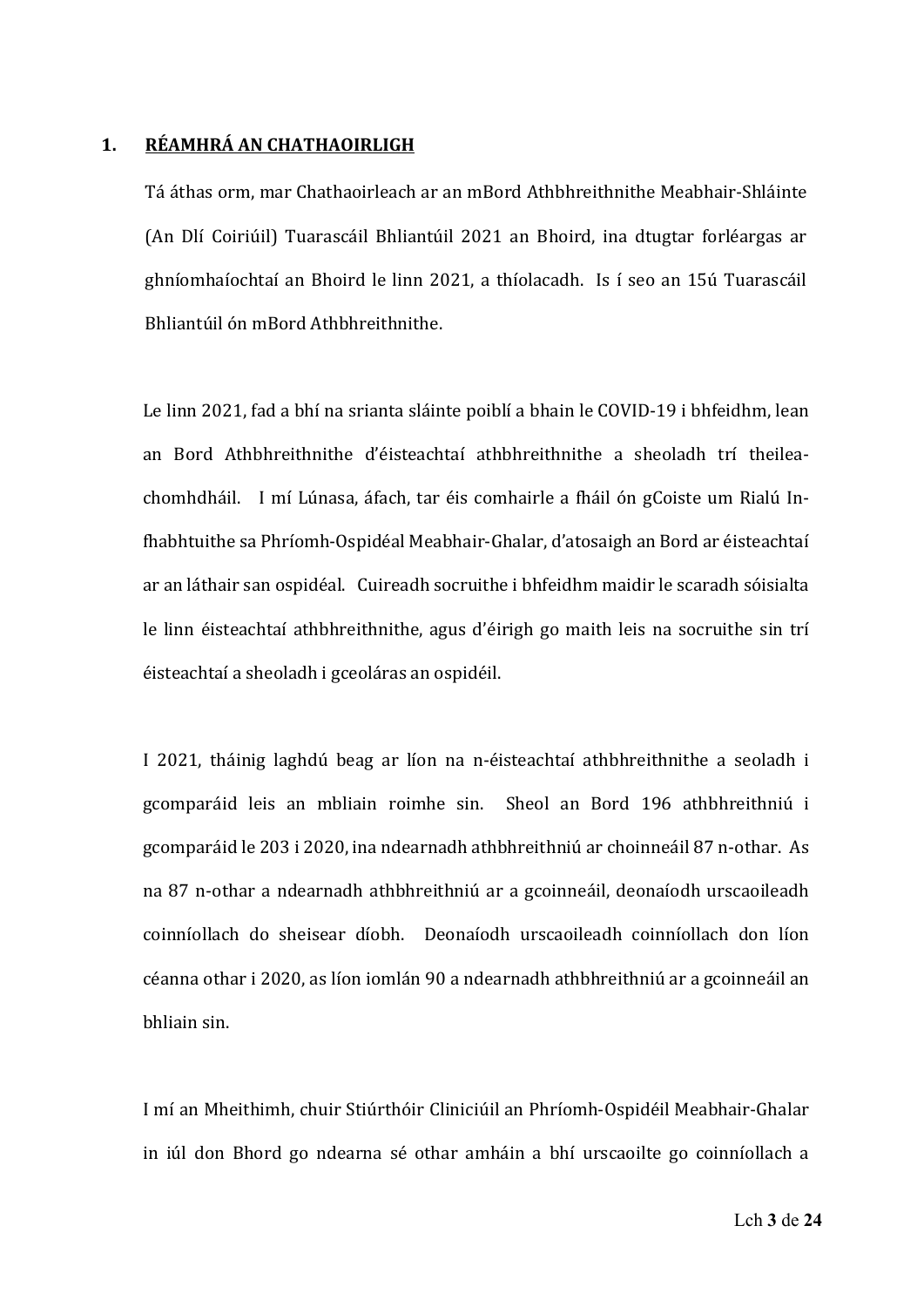## 1. RÉAMHRÁ AN CHATHAOIRLIGH

Tá áthas orm, mar Chathaoirleach ar an mBord Athbhreithnithe Meabhair-Shláinte (An Dlí Coiriúil) Tuarascáil Bhliantúil 2021 an Bhoird, ina dtugtar forléargas ar ghníomhaíochtaí an Bhoird le linn 2021, a thíolacadh. Is í seo an 15ú Tuarascáil Bhliantúil ón mBord Athbhreithnithe.

Le linn 2021, fad a bhí na srianta sláinte poiblí a bhain le COVID-19 i bhfeidhm, lean an Bord Athbhreithnithe d'éisteachtaí athbhreithnithe a sheoladh trí theilea-chomhdháil. I mí Lúnasa, áfach, tar éis comhairle a fháil ón gCoiste um Rialú Ionfhabhtuithe sa Phríomh-Ospidéal Meabhair-Ghalar, d'atosaigh an Bord ar éisteachtaí ar an láthair san ospidéal. Cuireadh socruithe i bhfeidhm maidir le scaradh sóisialta le linn éisteachtaí athbhreithnithe, agus d'éirigh go maith leis na socruithe sin trí éisteachtaí a sheoladh i gceoláras an ospidéil.

I 2021, tháinig laghdú beag ar líon na n-éisteachtaí athbhreithnithe a seoladh i gcomparáid leis an mbliain roimhe sin. Sheol an Bord 196 athbhreithniú i gcomparáid le 203 i 2020, ina ndearnadh athbhreithniú ar choinneáil 87 n-othar. As na 87 n-othar a ndearnadh athbhreithniú ar a gcoinneáil, deonaíodh urscaoileadh coinníollach do sheisear díobh. Deonaíodh urscaoileadh coinníollach don líon céanna othar i 2020, as líon iomlán 90 a ndearnadh athbhreithniú ar a gcoinneáil an bhliain sin.

I mí an Mheithimh, chuir Stiúrthóir Cliniciúil an Phríomh-Ospidéil Meabhair-Ghalar in iúl don Bhord go ndearna sé othar amháin a bhí urscaoilte go coinníollach a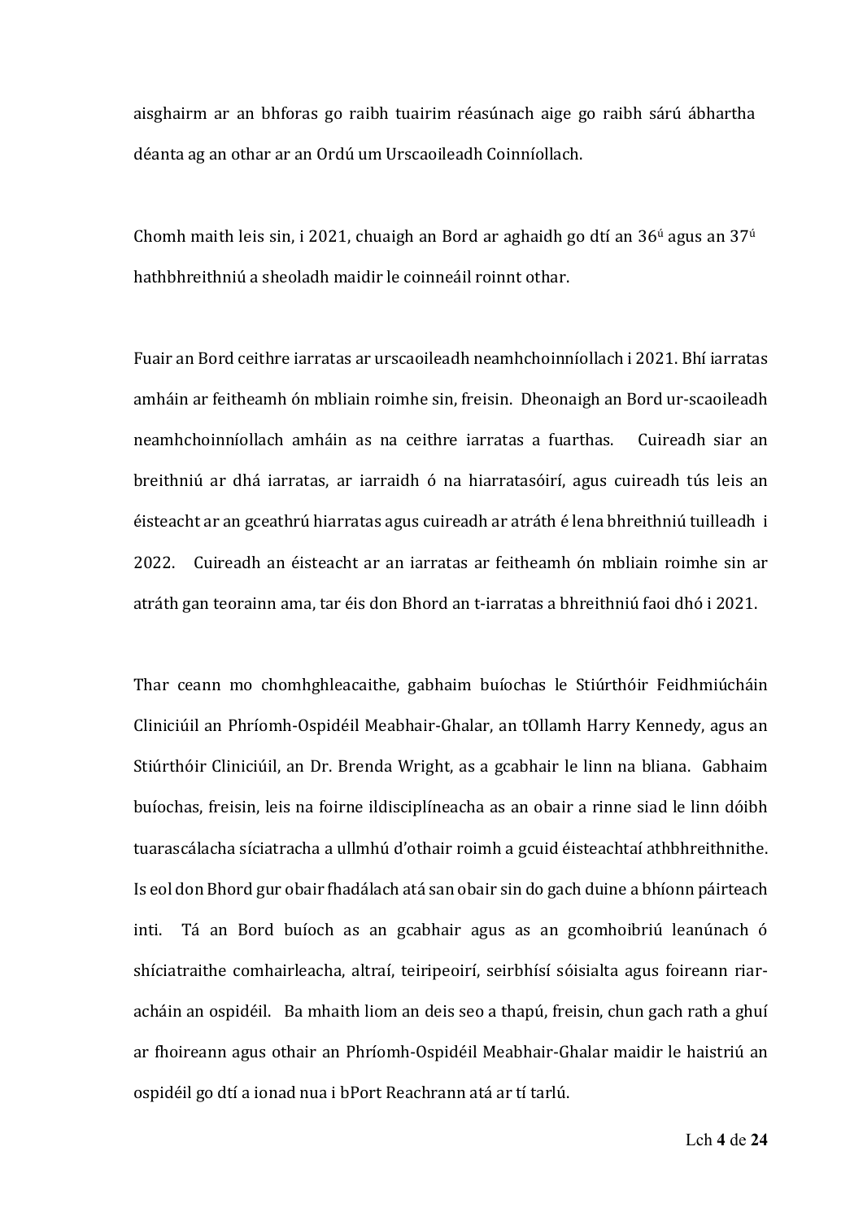aisghairm ar an bhforas go raibh tuairim réasúnach aige go raibh sárú ábhartha déanta ag an othar ar an Ordú um Urscaoileadh Coinníollach.

Chomh maith leis sin, i 2021, chuaigh an Bord ar aghaidh go dtí an 36ú agus an 37ú hathbhreithniú a sheoladh maidir le coinneáil roinnt othar.

Fuair an Bord ceithre iarratas ar urscaoileadh neamhchoinníollach i 2021. Bhí iarratas amháin ar feitheamh ón mbliain roimhe sin, freisin. Dheonaigh an Bord ur-scaoileadh neamhchoinníollach amháin as na ceithre iarratas a fuarthas. Cuireadh siar an breithniú ar dhá iarratas, ar iarraidh ó na hiarratasóirí, agus cuireadh tús leis an éisteacht ar an gceathrú hiarratas agus cuireadh ar atráth é lena bhreithniú tuilleadh i 2022. Cuireadh an éisteacht ar an iarratas ar feitheamh ón mbliain roimhe sin ar atráth gan teorainn ama, tar éis don Bhord an t-iarratas a bhreithniú faoi dhó i 2021.

Thar ceann mo chomhghleacaithe, gabhaim buíochas le Stiúrthóir Feidhmiúcháin Cliniciúil an Phríomh-Ospidéil Meabhair-Ghalar, an tOllamh Harry Kennedy, agus an Stiúrthóir Cliniciúil, an Dr. Brenda Wright, as a gcabhair le linn na bliana. Gabhaim buíochas, freisin, leis na foirne ildisciplíneacha as an obair a rinne siad le linn dóibh tuarascálacha síciatracha a ullmhú d'othair roimh a gcuid éisteachtaí athbhreithnithe. Is eol don Bhord gur obair fhadálach atá san obair sin do gach duine a bhíonn páirteach inti. Tá an Bord buíoch as an gcabhair agus as an gcomhoibriú leanúnach ó shíciatraithe comhairleacha, altraí, teiripeoirí, seirbhísí sóisialta agus foireann riar-acháin an ospidéil. Ba mhaith liom an deis seo a thapú, freisin, chun gach rath a ghuí ar fhoireann agus othair an Phríomh-Ospidéil Meabhair-Ghalar maidir le haistriú an ospidéil go dtí a ionad nua i bPort Reachrann atá ar tí tarlú.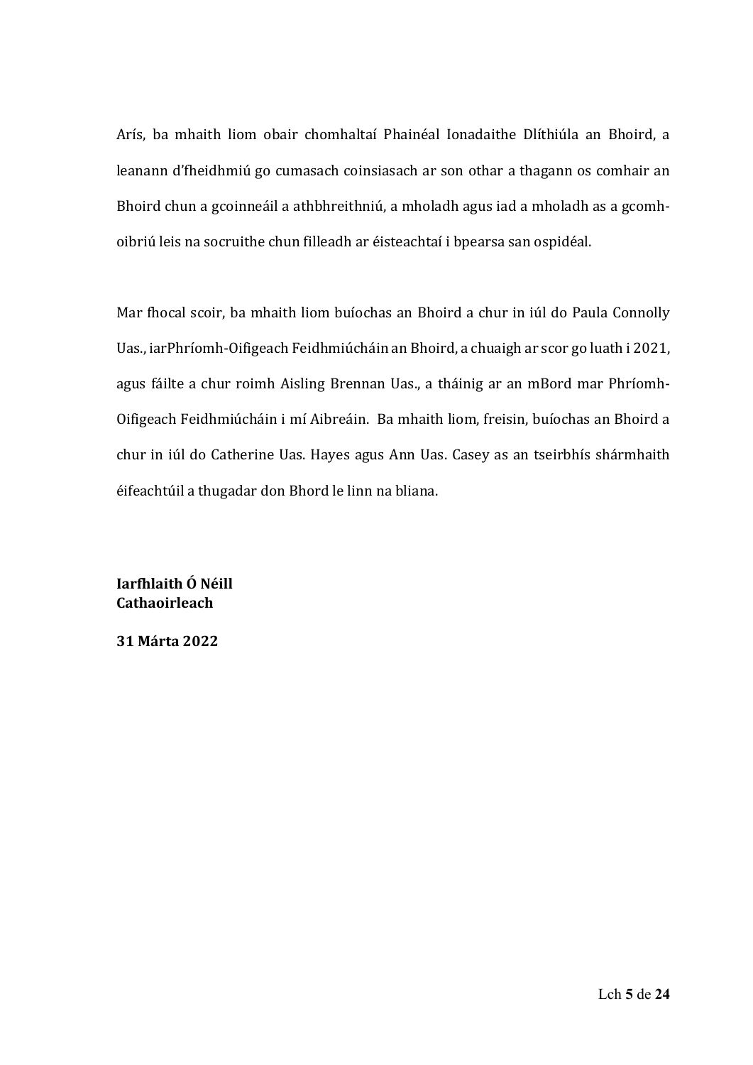Arís, ba mhaith liom obair chomhaltaí Phainéal Ionadaithe Dlíthiúla an Bhoird, a leanann d'fheidhmiú go cumasach coinsiasach ar son othar a thagann os comhair an Bhoird chun a gcoinneáil a athbhreithniú, a mholadh agus iad a mholadh as a gcomh-oibriú leis na socruithe chun filleadh ar éisteachtaí i bpearsa san ospidéal.

Mar fhocal scoir, ba mhaith liom buíochas an Bhoird a chur in iúl do Paula Connolly Uas., iarPhríomh-Oifigeach Feidhmiúcháin an Bhoird, a chuaigh ar scor go luath i 2021, agus fáilte a chur roimh Aisling Brennan Uas., a tháinig ar an mBord mar Phríomh-Oifigeach Feidhmiúcháin i mí Aibreáin. Ba mhaith liom, freisin, buíochas an Bhoird a chur in iúl do Catherine Uas. Hayes agus Ann Uas. Casey as an tseirbhís shármhaith éifeachtúil a thugadar don Bhord le linn na bliana.

**Iarfhlaith Ó Néill**
**Cathaoirleach**

**31 Márta 2022**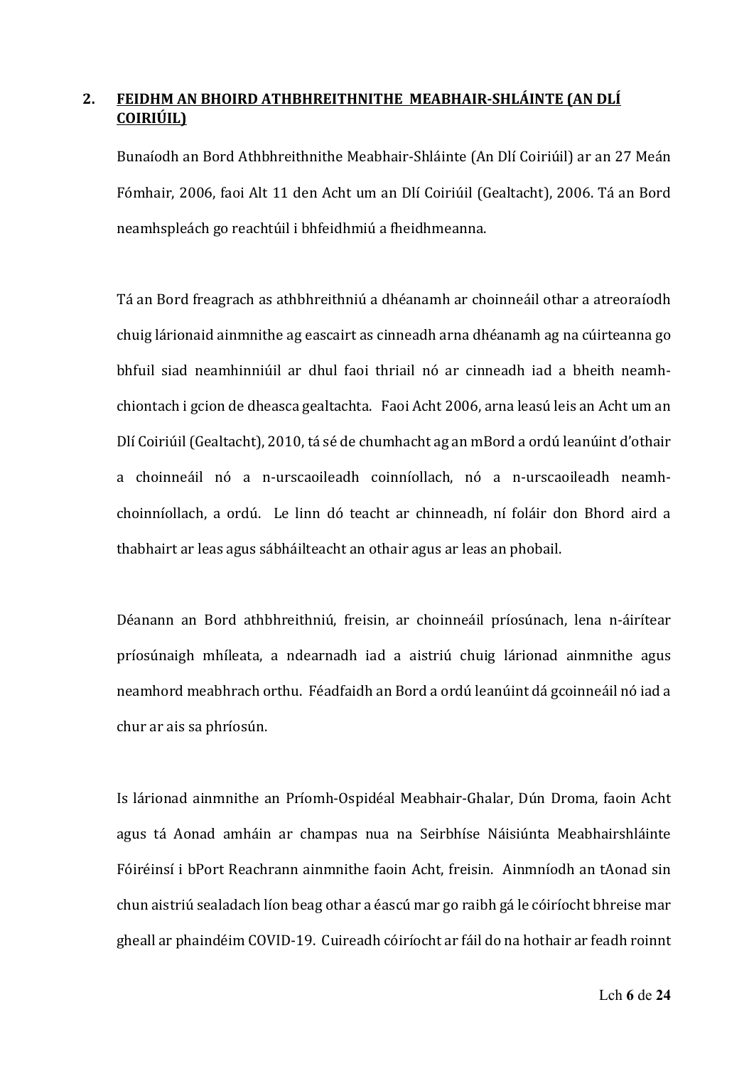## 2. FEIDHM AN BHOIRD ATHBHREITHNITHE MEABHAIR-SHLÁINTE (AN DLÍ COIRIÚIL)

Bunaíodh an Bord Athbhreithnithe Meabhair-Shláinte (An Dlí Coiriúil) ar an 27 Meán Fómhair, 2006, faoi Alt 11 den Acht um an Dlí Coiriúil (Gealtacht), 2006. Tá an Bord neamhspleách go reachtúil i bhfeidhmiú a fheidhmeanna.

Tá an Bord freagrach as athbhreithniú a dhéanamh ar choinneáil othar a atreoraíodh chuig lárionaid ainmnithe ag eascairt as cinneadh arna dhéanamh ag na cúirteanna go bhfuil siad neamhinniúil ar dhul faoi thriail nó ar cinneadh iad a bheith neamh-chiontach i gcion de dheasca gealtachta. Faoi Acht 2006, arna leasú leis an Acht um an Dlí Coiriúil (Gealtacht), 2010, tá sé de chumhacht ag an mBord a ordú leanúint d'othair a choinneáil nó a n-urscaoileadh coinníollach, nó a n-urscaoileadh neamh-choinníollach, a ordú. Le linn dó teacht ar chinneadh, ní foláir don Bhord aird a thabhairt ar leas agus sábháilteacht an othair agus ar leas an phobail.

Déanann an Bord athbhreithniú, freisin, ar choinneáil príosúnach, lena n-áirítear príosúnaigh mhíleata, a ndearnadh iad a aistriú chuig lárionad ainmnithe agus neamhord meabhrach orthu. Féadfaidh an Bord a ordú leanúint dá gcoinneáil nó iad a chur ar ais sa phríosún.

Is lárionad ainmnithe an Príomh-Ospidéal Meabhair-Ghalar, Dún Droma, faoin Acht agus tá Aonad amháin ar champas nua na Seirbhíse Náisiúnta Meabhairshláinte Fóiréinsí i bPort Reachrann ainmnithe faoin Acht, freisin. Ainmníodh an tAonad sin chun aistriú sealadach líon beag othar a éascú mar go raibh gá le cóiríocht bhreise mar gheall ar phaindéim COVID-19. Cuireadh cóiríocht ar fáil do na hothair ar feadh roinnt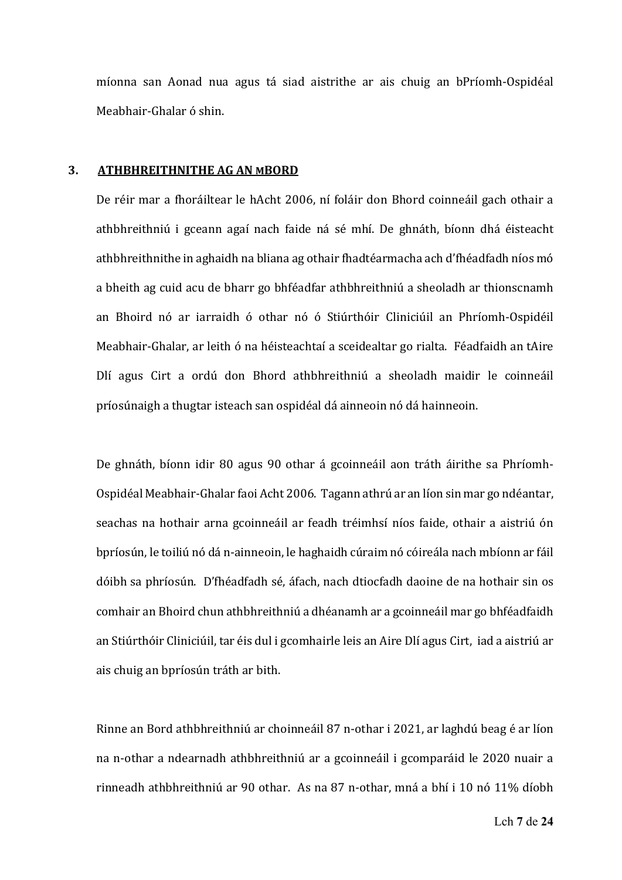míonna san Aonad nua agus tá siad aistrithe ar ais chuig an bPríomh-Ospidéal Meabhair-Ghalar ó shin.

## 3. ATHBHREITHNITHE AG AN mBORD

De réir mar a fhoráiltear le hAcht 2006, ní foláir don Bhord coinneáil gach othair a athbhreithniú i gceann agaí nach faide ná sé mhí. De ghnáth, bíonn dhá éisteacht athbhreithnithe in aghaidh na bliana ag othair fhadtéarmacha ach d'fhéadfadh níos mó a bheith ag cuid acu de bharr go bhféadfar athbhreithniú a sheoladh ar thionscnamh an Bhoird nó ar iarraidh ó othar nó ó Stiúrthóir Cliniciúil an Phríomh-Ospidéil Meabhair-Ghalar, ar leith ó na héisteachtaí a sceidealtar go rialta. Féadfaidh an tAire Dlí agus Cirt a ordú don Bhord athbhreithniú a sheoladh maidir le coinneáil príosúnaigh a thugtar isteach san ospidéal dá ainneoin nó dá hainneoin.

De ghnáth, bíonn idir 80 agus 90 othar á gcoinneáil aon tráth áirithe sa Phríomh-Ospidéal Meabhair-Ghalar faoi Acht 2006. Tagann athrú ar an líon sin mar go ndéantar, seachas na hothair arna gcoinneáil ar feadh tréimhsí níos faide, othair a aistriú ón bpríosún, le toiliú nó dá n-ainneoin, le haghaidh cúraim nó cóireála nach mbíonn ar fáil dóibh sa phríosún. D'fhéadfadh sé, áfach, nach dtiocfadh daoine de na hothair sin os comhair an Bhoird chun athbhreithniú a dhéanamh ar a gcoinneáil mar go bhféadfaidh an Stiúrthóir Cliniciúil, tar éis dul i gcomhairle leis an Aire Dlí agus Cirt, iad a aistriú ar ais chuig an bpríosún tráth ar bith.

Rinne an Bord athbhreithniú ar choinneáil 87 n-othar i 2021, ar laghdú beag é ar líon na n-othar a ndearnadh athbhreithniú ar a gcoinneáil i gcomparáid le 2020 nuair a rinneadh athbhreithniú ar 90 othar. As na 87 n-othar, mná a bhí i 10 nó 11% díobh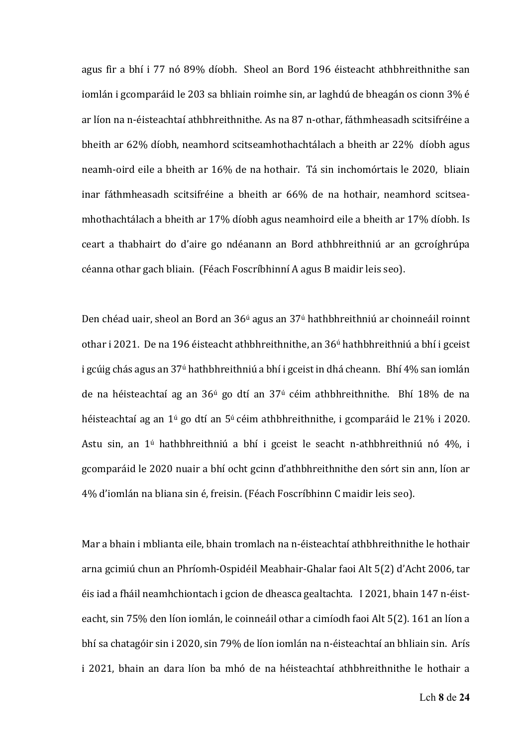agus fir a bhí i 77 nó 89% díobh. Sheol an Bord 196 éisteacht athbhreithnithe san iomlán i gcomparáid le 203 sa bhliain roimhe sin, ar laghdú de bheagán os cionn 3% é ar líon na n-éisteachtaí athbhreithnithe. As na 87 n-othar, fáthmheasadh scitsifréine a bheith ar 62% díobh, neamhord scitseamhothachtálach a bheith ar 22% díobh agus neamh-oird eile a bheith ar 16% de na hothair. Tá sin inchomórtais le 2020, bliain inar fáthmheasadh scitsifréine a bheith ar 66% de na hothair, neamhord scitsea-mhothachtálach a bheith ar 17% díobh agus neamhoird eile a bheith ar 17% díobh. Is ceart a thabhairt do d'aire go ndéanann an Bord athbhreithniú ar an gcroíghrúpa céanna othar gach bliain. (Féach Foscríbhinní A agus B maidir leis seo).

Den chéad uair, sheol an Bord an 36ú agus an 37ú hathbhreithniú ar choinneáil roinnt othar i 2021. De na 196 éisteacht athbhreithnithe, an 36ú hathbhreithniú a bhí i gceist i gcúig chás agus an 37ú hathbhreithniú a bhí i gceist in dhá cheann. Bhí 4% san iomlán de na héisteachtaí ag an 36ú go dtí an 37ú céim athbhreithnithe. Bhí 18% de na héisteachtaí ag an 1ú go dtí an 5ú céim athbhreithnithe, i gcomparáid le 21% i 2020. Astu sin, an 1ú hathbhreithniú a bhí i gceist le seacht n-athbhreithniú nó 4%, i gcomparáid le 2020 nuair a bhí ocht gcinn d'athbhreithnithe den sórt sin ann, líon ar 4% d'iomlán na bliana sin é, freisin. (Féach Foscríbhinn C maidir leis seo).

Mar a bhain i mblianta eile, bhain tromlach na n-éisteachtaí athbhreithnithe le hothair arna gcimiú chun an Phríomh-Ospidéil Meabhair-Ghalar faoi Alt 5(2) d'Acht 2006, tar éis iad a fháil neamhchiontach i gcion de dheasca gealtachta. I 2021, bhain 147 n-éist-eacht, sin 75% den líon iomlán, le coinneáil othar a cimíodh faoi Alt 5(2). 161 an líon a bhí sa chatagóir sin i 2020, sin 79% de líon iomlán na n-éisteachtaí an bhliain sin. Arís i 2021, bhain an dara líon ba mhó de na héisteachtaí athbhreithnithe le hothair a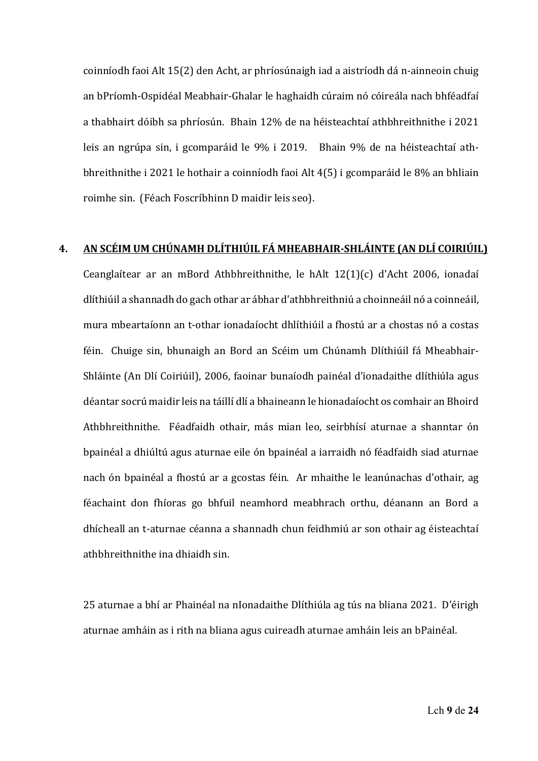coinníodh faoi Alt 15(2) den Acht, ar phríosúnaigh iad a aistríodh dá n-ainneoin chuig an bPríomh-Ospidéal Meabhair-Ghalar le haghaidh cúraim nó cóireála nach bhféadfaí a thabhairt dóibh sa phríosún. Bhain 12% de na héisteachtaí athbhreithnithe i 2021 leis an ngrúpa sin, i gcomparáid le 9% i 2019. Bhain 9% de na héisteachtaí athbhreithnithe i 2021 le hothair a coinníodh faoi Alt 4(5) i gcomparáid le 8% an bhliain roimhe sin. (Féach Foscríbhinn D maidir leis seo).

## 4. AN SCÉIM UM CHÚNAMH DLÍTHIÚIL FÁ MHEABHAIR-SHLÁINTE (AN DLÍ COIRIÚIL)

Ceanglaítear ar an mBord Athbhreithnithe, le hAlt 12(1)(c) d'Acht 2006, ionadaí dlíthiúil a shannadh do gach othar ar ábhar d'athbhreithniú a choinneáil nó a coinneáil, mura mbeartaíonn an t-othar ionadaíocht dhlíthiúil a fhostú ar a chostas nó a costas féin. Chuige sin, bhunaigh an Bord an Scéim um Chúnamh Dlíthiúil fá Mheabhair-Shláinte (An Dlí Coiriúil), 2006, faoinar bunaíodh painéal d'ionadaithe dlíthiúla agus déantar socrú maidir leis na táillí dlí a bhaineann le hionadaíocht os comhair an Bhoird Athbhreithnithe. Féadfaidh othair, más mian leo, seirbhísí aturnae a shanntar ón bpainéal a dhiúltú agus aturnae eile ón bpainéal a iarraidh nó féadfaidh siad aturnae nach ón bpainéal a fhostú ar a gcostas féin. Ar mhaithe le leanúnachas d'othair, ag féachaint don fhíoras go bhfuil neamhord meabhrach orthu, déanann an Bord a dhícheall an t-aturnae céanna a shannadh chun feidhmiú ar son othair ag éisteachtaí athbhreithnithe ina dhiaidh sin.

25 aturnae a bhí ar Phainéal na nIonadaithe Dlíthiúla ag tús na bliana 2021. D'éirigh aturnae amháin as i rith na bliana agus cuireadh aturnae amháin leis an bPainéal.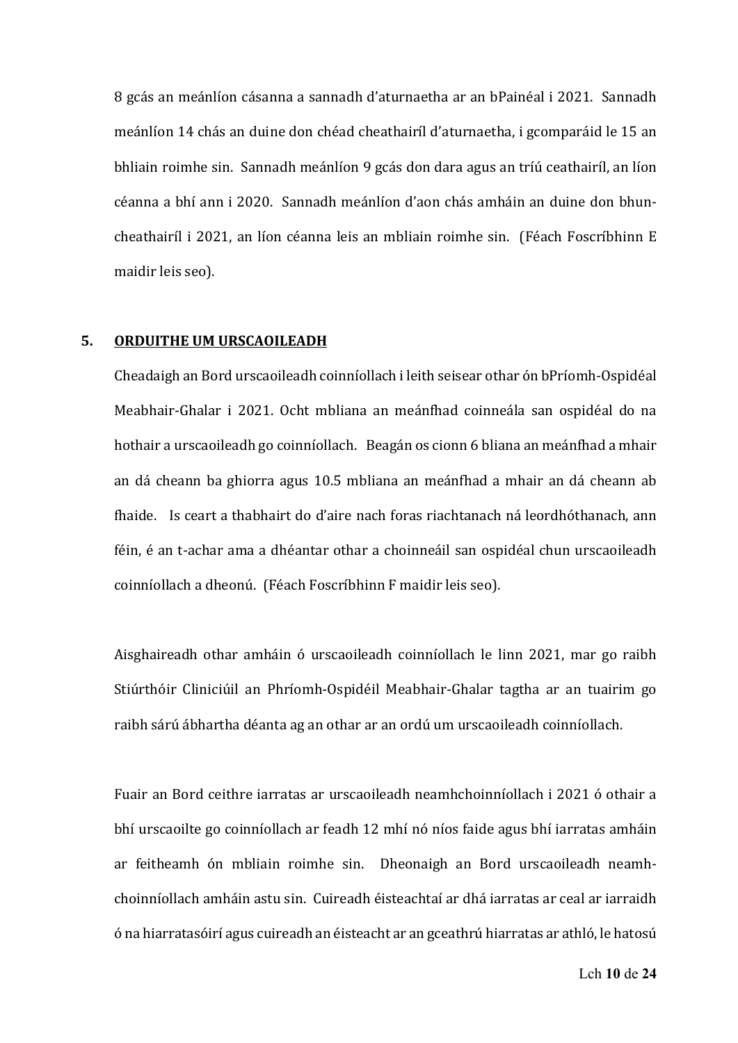8 gcás an meánlíon cásanna a sannadh d'aturnaetha ar an bPainéal i 2021. Sannadh meánlíon 14 chás an duine don chéad cheathairíl d'aturnaetha, i gcomparáid le 15 an bhliain roimhe sin. Sannadh meánlíon 9 gcás don dara agus an tríú ceathairíl, an líon céanna a bhí ann i 2020. Sannadh meánlíon d'aon chás amháin an duine don bhun-cheathairíl i 2021, an líon céanna leis an mbliain roimhe sin. (Féach Foscríbhinn E maidir leis seo).

## 5. ORDUITHE UM URSCAOILEADH

Cheadaigh an Bord urscaoileadh coinníollach i leith seisear othar ón bPríomh-Ospidéal Meabhair-Ghalar i 2021. Ocht mbliana an meánfhad coinneála san ospidéal do na hothair a urscaoileadh go coinníollach. Beagán os cionn 6 bliana an meánfhad a mhair an dá cheann ba ghiorra agus 10.5 mbliana an meánfhad a mhair an dá cheann ab fhaide. Is ceart a thabhairt do d'aire nach foras riachtanach ná leordhóthanach, ann féin, é an t-achar ama a dhéantar othar a choinneáil san ospidéal chun urscaoileadh coinníollach a dheonú. (Féach Foscríbhinn F maidir leis seo).

Aisghaireadh othar amháin ó urscaoileadh coinníollach le linn 2021, mar go raibh Stiúrthóir Cliniciúil an Phríomh-Ospidéil Meabhair-Ghalar tagtha ar an tuairim go raibh sárú ábhartha déanta ag an othar ar an ordú um urscaoileadh coinníollach.

Fuair an Bord ceithre iarratas ar urscaoileadh neamhchoinníollach i 2021 ó othair a bhí urscaoilte go coinníollach ar feadh 12 mhí nó níos faide agus bhí iarratas amháin ar feitheamh ón mbliain roimhe sin. Dheonaigh an Bord urscaoileadh neamh-choinníollach amháin astu sin. Cuireadh éisteachtaí ar dhá iarratas ar ceal ar iarraidh ó na hiarratasóirí agus cuireadh an éisteacht ar an gceathrú hiarratas ar athló, le hatosú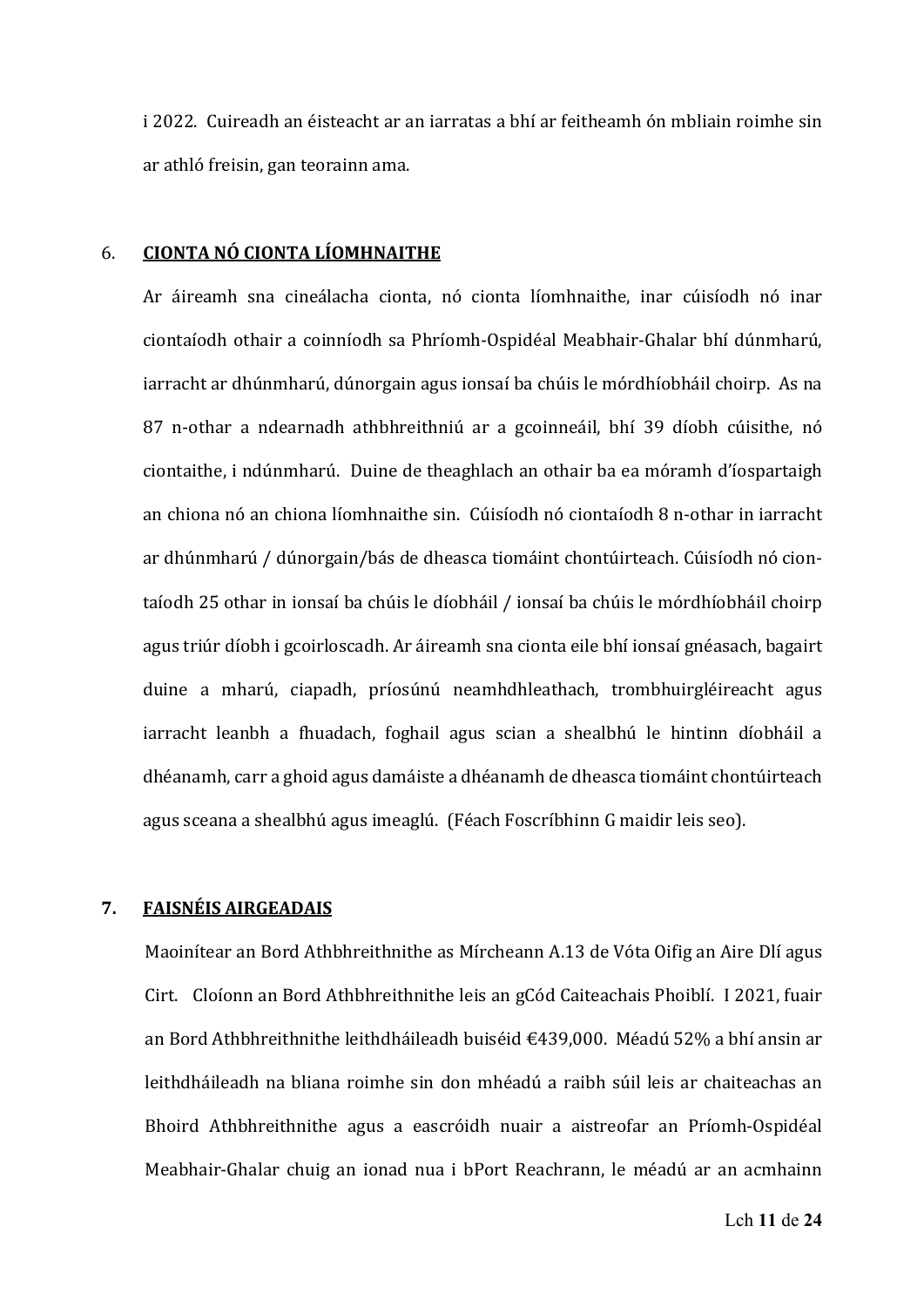i 2022. Cuireadh an éisteacht ar an iarratas a bhí ar feitheamh ón mbliain roimhe sin ar athló freisin, gan teorainn ama.

## 6. CIONTA NÓ CIONTA LÍOMHNAITHE

Ar áireamh sna cineálacha cionta, nó cionta líomhnaithe, inar cúisíodh nó inar ciontaíodh othair a coinníodh sa Phríomh-Ospidéal Meabhair-Ghalar bhí dúnmharú, iarracht ar dhúnmharú, dúnorgain agus ionsaí ba chúis le mórdhíobháil choirp. As na 87 n-othar a ndearnadh athbhreithniú ar a gcoinneáil, bhí 39 díobh cúisithe, nó ciontaithe, i ndúnmharú. Duine de theaghlach an othair ba ea móramh d'íospartaigh an chiona nó an chiona líomhnaithe sin. Cúisíodh nó ciontaíodh 8 n-othar in iarracht ar dhúnmharú / dúnorgain/bás de dheasca tiomáint chontúirteach. Cúisíodh nó ciontaíodh 25 othar in ionsaí ba chúis le díobháil / ionsaí ba chúis le mórdhíobháil choirp agus triúr díobh i gcoirloscadh. Ar áireamh sna cionta eile bhí ionsaí gnéasach, bagairt duine a mharú, ciapadh, píosúnú neamhdhleathach, trombhuirgléireacht agus iarracht leanbh a fhuadach, foghail agus scian a shealbhú le hintinn díobháil a dhéanamh, carr a ghoid agus damáiste a dhéanamh de dheasca tiomáint chontúirteach agus sceana a shealbhú agus imeaglú. (Féach Foscríbhinn G maidir leis seo).

## 7. FAISNÉIS AIRGEADAIS

Maoinítear an Bord Athbhreithnithe as Mírcheann A.13 de Vóta Oifig an Aire Dlí agus Cirt. Cloíonn an Bord Athbhreithnithe leis an gCód Caiteachais Phoiblí. I 2021, fuair an Bord Athbhreithnithe leithdháileadh buiséid €439,000. Méadú 52% a bhí ansin ar leithdháileadh na bliana roimhe sin don mhéadú a raibh súil leis ar chaiteachas an Bhoird Athbhreithnithe agus a eascróidh nuair a aistreofar an Príomh-Ospidéal Meabhair-Ghalar chuig an ionad nua i bPort Reachrann, le méadú ar an acmhainn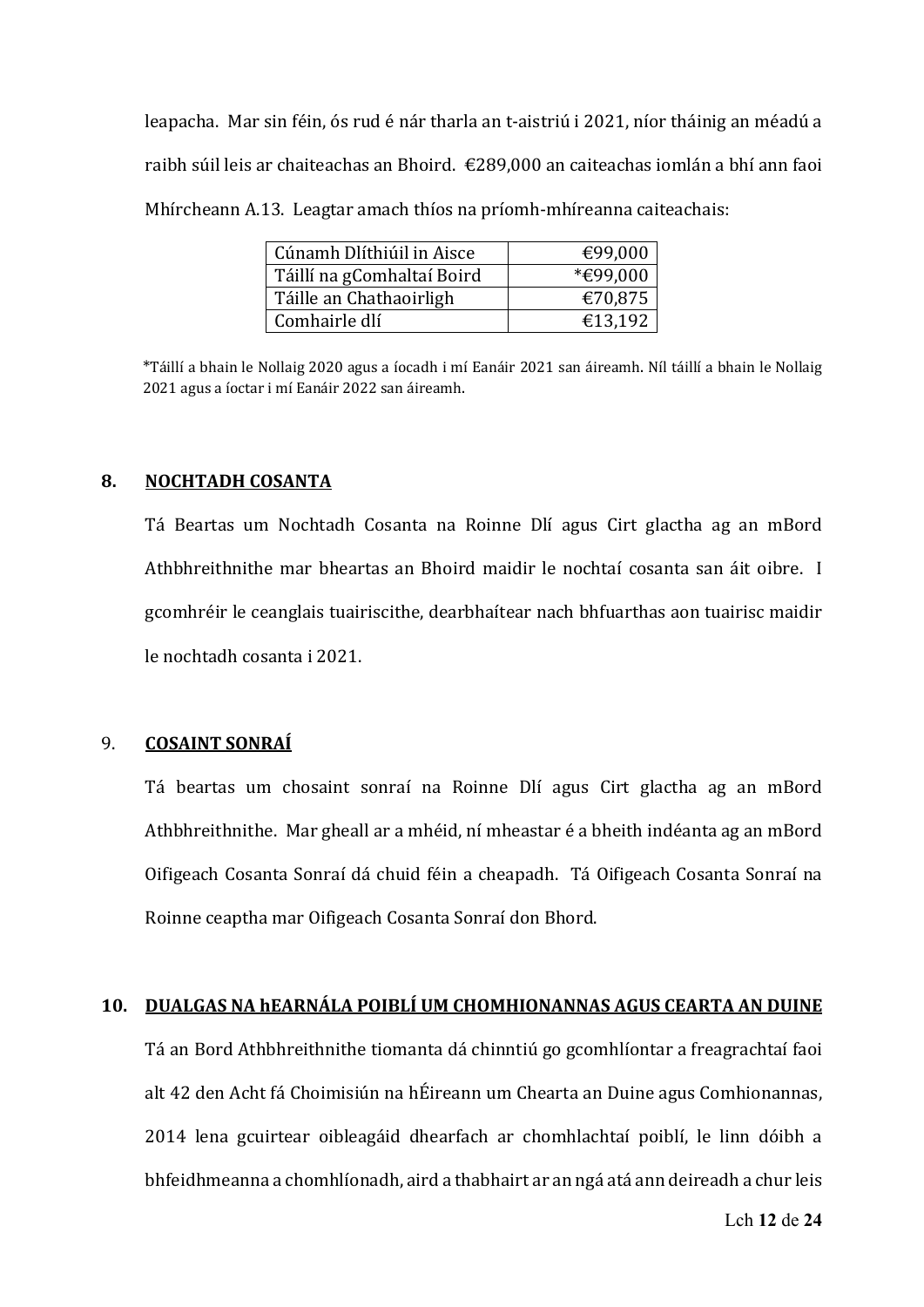leapacha.  Mar sin féin, ós rud é nár tharla an t-aistriú i 2021, níor tháinig an méadú a raibh súil leis ar chaiteachas an Bhoird.  €289,000 an caiteachas iomlán a bhí ann faoi Mhírcheann A.13.  Leagtar amach thíos na príomh-mhíreanna caiteachais:

| | |
|---|---:|
| Cúnamh Dlíthiúil in Aisce | €99,000 |
| Táillí na gComhaltaí Boird | *€99,000 |
| Táille an Chathaoirligh | €70,875 |
| Comhairle dlí | €13,192 |

*Táillí a bhain le Nollaig 2020 agus a íocadh i mí Eanáir 2021 san áireamh. Níl táillí a bhain le Nollaig 2021 agus a íoctar i mí Eanáir 2022 san áireamh.

## 8. NOCHTADH COSANTA

Tá Beartas um Nochtadh Cosanta na Roinne Dlí agus Cirt glactha ag an mBord Athbhreithnithe mar bheartas an Bhoird maidir le nochtaí cosanta san áit oibre.  I gcomhréir le ceanglais tuairiscithe, dearbhaítear nach bhfuarthas aon tuairisc maidir le nochtadh cosanta i 2021.

## 9. COSAINT SONRAÍ

Tá beartas um chosaint sonraí na Roinne Dlí agus Cirt glactha ag an mBord Athbhreithnithe.  Mar gheall ar a mhéid, ní mheastar é a bheith indéanta ag an mBord Oifigeach Cosanta Sonraí dá chuid féin a cheapadh.  Tá Oifigeach Cosanta Sonraí na Roinne ceaptha mar Oifigeach Cosanta Sonraí don Bhord.

## 10. DUALGAS NA hEARNÁLA POIBLÍ UM CHOMHIONANNAS AGUS CEARTA AN DUINE

Tá an Bord Athbhreithnithe tiomanta dá chinntiú go gcomhlíontar a freagrachtaí faoi alt 42 den Acht fá Choimisiún na hÉireann um Chearta an Duine agus Comhionannas, 2014 lena gcuirtear oibleagáid dhearfach ar chomhlachtaí poiblí, le linn dóibh a bhfeidhmeanna a chomhlíonadh, aird a thabhairt ar an ngá atá ann deireadh a chur leis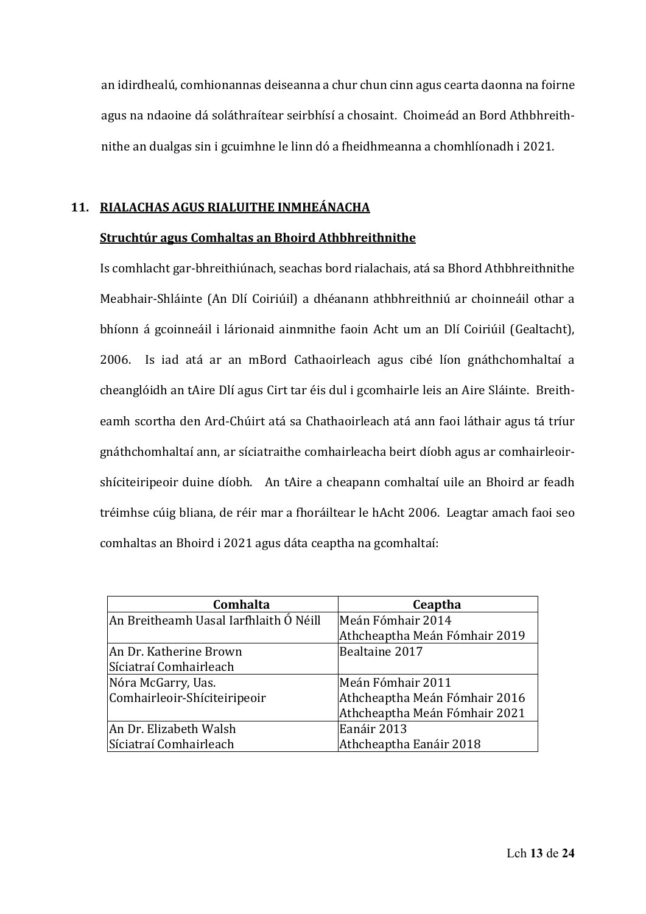an idirdhealú, comhionannas deiseanna a chur chun cinn agus cearta daonna na foirne agus na ndaoine dá soláthraítear seirbhísí a chosaint. Choimeád an Bord Athbhreithnithe an dualgas sin i gcuimhne le linn dó a fheidhmeanna a chomhlíonadh i 2021.

## 11. RIALACHAS AGUS RIALUITHE INMHEÁNACHA

### Struchtúr agus Comhaltas an Bhoird Athbhreithnithe

Is comhlacht gar-bhreithiúnach, seachas bord rialachais, atá sa Bhord Athbhreithnithe Meabhair-Shláinte (An Dlí Coiriúil) a dhéanann athbhreithniú ar choinneáil othar a bhíonn á gcoinneáil i lárionaid ainmnithe faoin Acht um an Dlí Coiriúil (Gealtacht), 2006. Is iad atá ar an mBord Cathaoirleach agus cibé líon gnáthchomhaltaí a cheanglóidh an tAire Dlí agus Cirt tar éis dul i gcomhairle leis an Aire Sláinte. Breitheamh scortha den Ard-Chúirt atá sa Chathaoirleach atá ann faoi láthair agus tá tríur gnáthchomhaltaí ann, ar síciatraithe comhairleacha beirt díobh agus ar comhairleoir-shíciteiripeoir duine díobh. An tAire a cheapann comhaltaí uile an Bhoird ar feadh tréimhse cúig bliana, de réir mar a fhoráiltear le hAcht 2006. Leagtar amach faoi seo comhaltas an Bhoird i 2021 agus dáta ceaptha na gcomhaltaí:

| Comhalta | Ceaptha |
|---|---|
| An Breitheamh Uasal Iarfhlaith Ó Néill | Meán Fómhair 2014<br>Athcheaptha Meán Fómhair 2019 |
| An Dr. Katherine Brown<br>Síciatraí Comhairleach | Bealtaine 2017 |
| Nóra McGarry, Uas.<br>Comhairleoir-Shíciteiripeoir | Meán Fómhair 2011<br>Athcheaptha Meán Fómhair 2016<br>Athcheaptha Meán Fómhair 2021 |
| An Dr. Elizabeth Walsh<br>Síciatraí Comhairleach | Eanáir 2013<br>Athcheaptha Eanáir 2018 |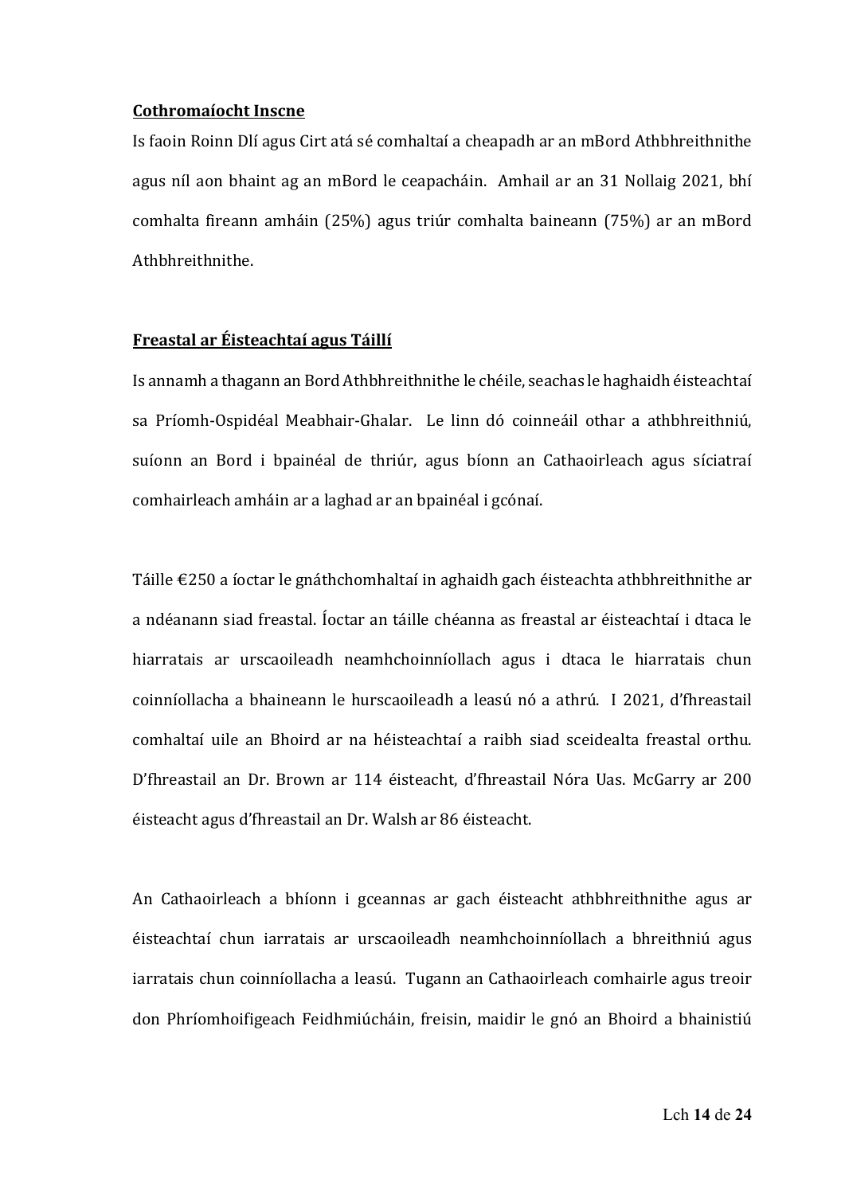**Cothromaíocht Inscne**

Is faoin Roinn Dlí agus Cirt atá sé comhaltaí a cheapadh ar an mBord Athbhreithnithe agus níl aon bhaint ag an mBord le ceapacháin. Amhail ar an 31 Nollaig 2021, bhí comhalta fireann amháin (25%) agus triúr comhalta baineann (75%) ar an mBord Athbhreithnithe.

**Freastal ar Éisteachtaí agus Táillí**

Is annamh a thagann an Bord Athbhreithnithe le chéile, seachas le haghaidh éisteachtaí sa Príomh-Ospidéal Meabhair-Ghalar. Le linn dó coinneáil othar a athbhreithniú, suíonn an Bord i bpainéal de thriúr, agus bíonn an Cathaoirleach agus síciatraí comhairleach amháin ar a laghad ar an bpainéal i gcónaí.

Táille €250 a íoctar le gnáthchomhaltaí in aghaidh gach éisteachta athbhreithnithe ar a ndéanann siad freastal. Íoctar an táille chéanna as freastal ar éisteachtaí i dtaca le hiarratais ar urscaoileadh neamhchoinníollach agus i dtaca le hiarratais chun coinníollacha a bhaineann le hurscaoileadh a leasú nó a athrú. I 2021, d'fhreastail comhaltaí uile an Bhoird ar na héisteachtaí a raibh siad sceidealta freastal orthu. D'fhreastail an Dr. Brown ar 114 éisteacht, d'fhreastail Nóra Uas. McGarry ar 200 éisteacht agus d'fhreastail an Dr. Walsh ar 86 éisteacht.

An Cathaoirleach a bhíonn i gceannas ar gach éisteacht athbhreithnithe agus ar éisteachtaí chun iarratais ar urscaoileadh neamhchoinníollach a bhreithniú agus iarratais chun coinníollacha a leasú. Tugann an Cathaoirleach comhairle agus treoir don Phríomhoifigeach Feidhmiúcháin, freisin, maidir le gnó an Bhoird a bhainistiú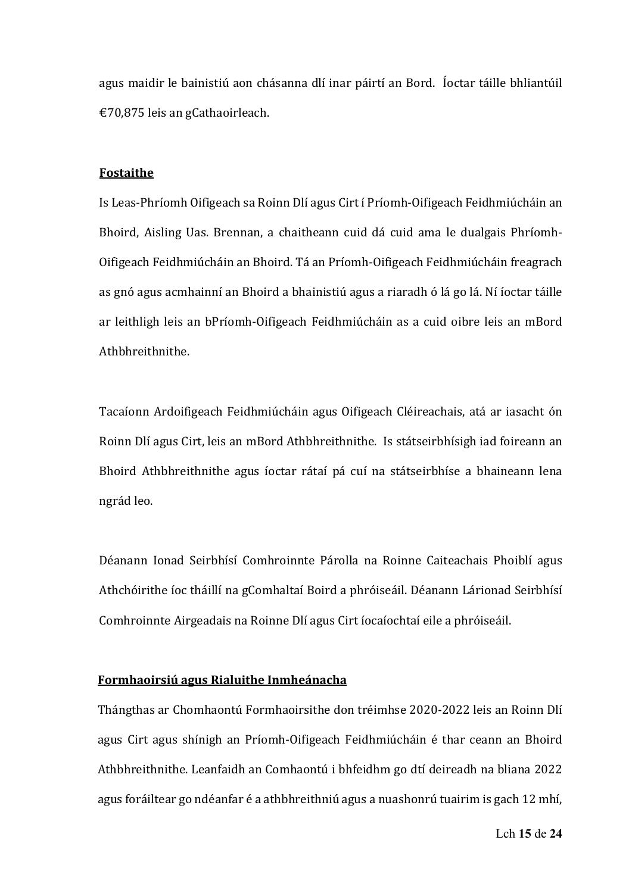agus maidir le bainistiú aon chásanna dlí inar páirtí an Bord. Íoctar táille bhliantúil €70,875 leis an gCathaoirleach.

**Fostaithe**

Is Leas-Phríomh Oifigeach sa Roinn Dlí agus Cirt í Príomh-Oifigeach Feidhmiúcháin an Bhoird, Aisling Uas. Brennan, a chaitheann cuid dá cuid ama le dualgais Phríomh-Oifigeach Feidhmiúcháin an Bhoird. Tá an Príomh-Oifigeach Feidhmiúcháin freagrach as gnó agus acmhainní an Bhoird a bhainistiú agus a riaradh ó lá go lá. Ní íoctar táille ar leithligh leis an bPríomh-Oifigeach Feidhmiúcháin as a cuid oibre leis an mBord Athbhreithnithe.

Tacaíonn Ardoifigeach Feidhmiúcháin agus Oifigeach Cléireachais, atá ar iasacht ón Roinn Dlí agus Cirt, leis an mBord Athbhreithnithe. Is státseirbhísigh iad foireann an Bhoird Athbhreithnithe agus íoctar rátaí pá cuí na státseirbhíse a bhaineann lena ngrád leo.

Déanann Ionad Seirbhísí Comhroinnte Párolla na Roinne Caiteachais Phoiblí agus Athchóirithe íoc tháillí na gComhaltaí Boird a phróiseáil. Déanann Lárionad Seirbhísí Comhroinnte Airgeadais na Roinne Dlí agus Cirt íocaíochtaí eile a phróiseáil.

**Formhaoirsiú agus Rialuithe Inmheánacha**

Thángthas ar Chomhaontú Formhaoirsithe don tréimhse 2020-2022 leis an Roinn Dlí agus Cirt agus shínigh an Príomh-Oifigeach Feidhmiúcháin é thar ceann an Bhoird Athbhreithnithe. Leanfaidh an Comhaontú i bhfeidhm go dtí deireadh na bliana 2022 agus foráiltear go ndéanfar é a athbhreithniú agus a nuashonrú tuairim is gach 12 mhí,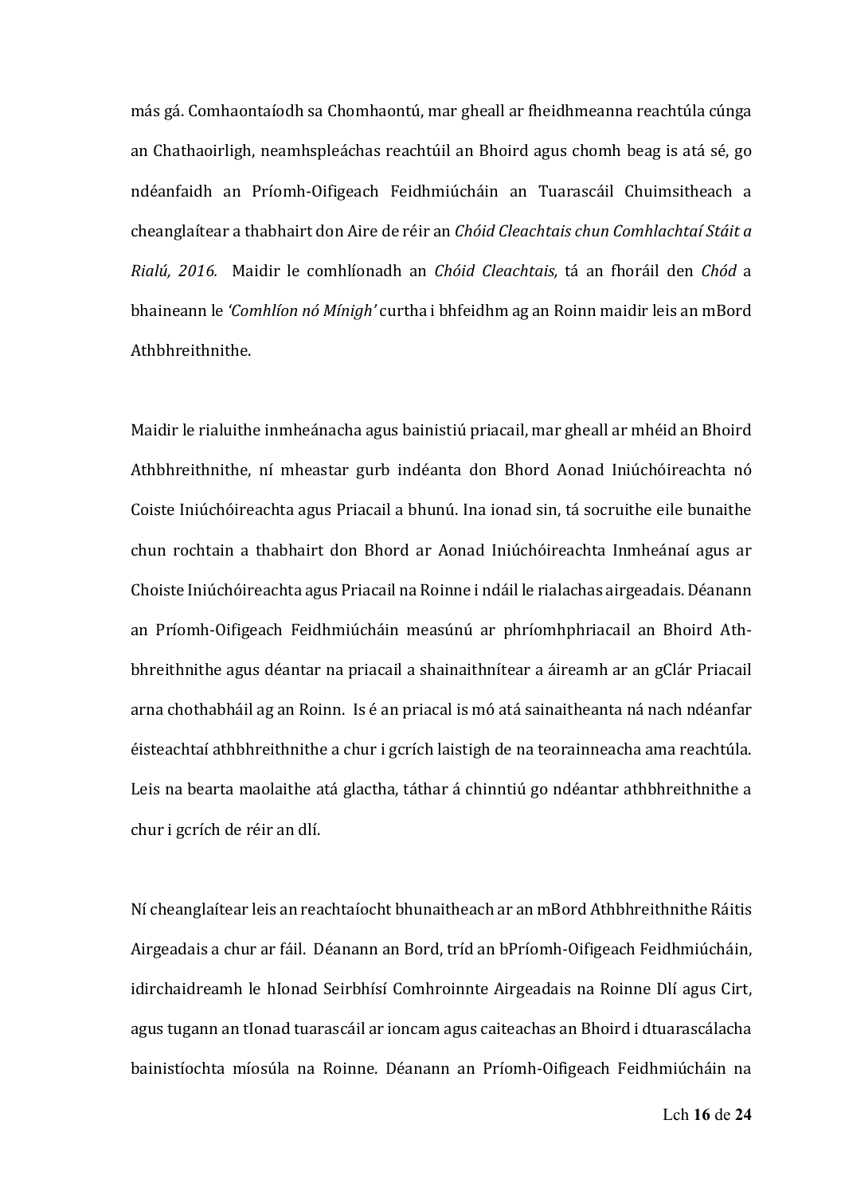más gá. Comhaontaíodh sa Chomhaontú, mar gheall ar fheidhmeanna reachtúla cúnga an Chathaoirligh, neamhspleáchas reachtúil an Bhoird agus chomh beag is atá sé, go ndéanfaidh an Príomh-Oifigeach Feidhmiúcháin an Tuarascáil Chuimsitheach a cheanglaítear a thabhairt don Aire de réir an *Chóid Cleachtais chun Comhlachtaí Stáit a Rialú, 2016.* Maidir le comhlíonadh an *Chóid Cleachtais,* tá an fhoráil den *Chód* a bhaineann le *'Comhlíon nó Mínigh'* curtha i bhfeidhm ag an Roinn maidir leis an mBord Athbhreithnithe.

Maidir le rialuithe inmheánacha agus bainistiú priacail, mar gheall ar mhéid an Bhoird Athbhreithnithe, ní mheastar gurb indéanta don Bhord Aonad Iniúchóireachta nó Coiste Iniúchóireachta agus Priacail a bhunú. Ina ionad sin, tá socruithe eile bunaithe chun rochtain a thabhairt don Bhord ar Aonad Iniúchóireachta Inmheánaí agus ar Choiste Iniúchóireachta agus Priacail na Roinne i ndáil le rialachas airgeadais. Déanann an Príomh-Oifigeach Feidhmiúcháin measúnú ar phríomhphriacail an Bhoird Athbhreithnithe agus déantar na priacail a shainaithnítear a áireamh ar an gClár Priacail arna chothabháil ag an Roinn. Is é an priacal is mó atá sainaitheanta ná nach ndéanfar éisteachtaí athbhreithnithe a chur i gcrích laistigh de na teorainneacha ama reachtúla. Leis na bearta maolaithe atá glactha, táthar á chinntiú go ndéantar athbhreithnithe a chur i gcrích de réir an dlí.

Ní cheanglaítear leis an reachtaíocht bhunaitheach ar an mBord Athbhreithnithe Ráitis Airgeadais a chur ar fáil. Déanann an Bord, tríd an bPríomh-Oifigeach Feidhmiúcháin, idirchaidreamh le hIonad Seirbhísí Comhroinnte Airgeadais na Roinne Dlí agus Cirt, agus tugann an tIonad tuarascáil ar ioncam agus caiteachas an Bhoird i dtuarascálacha bainistíochta míosúla na Roinne. Déanann an Príomh-Oifigeach Feidhmiúcháin na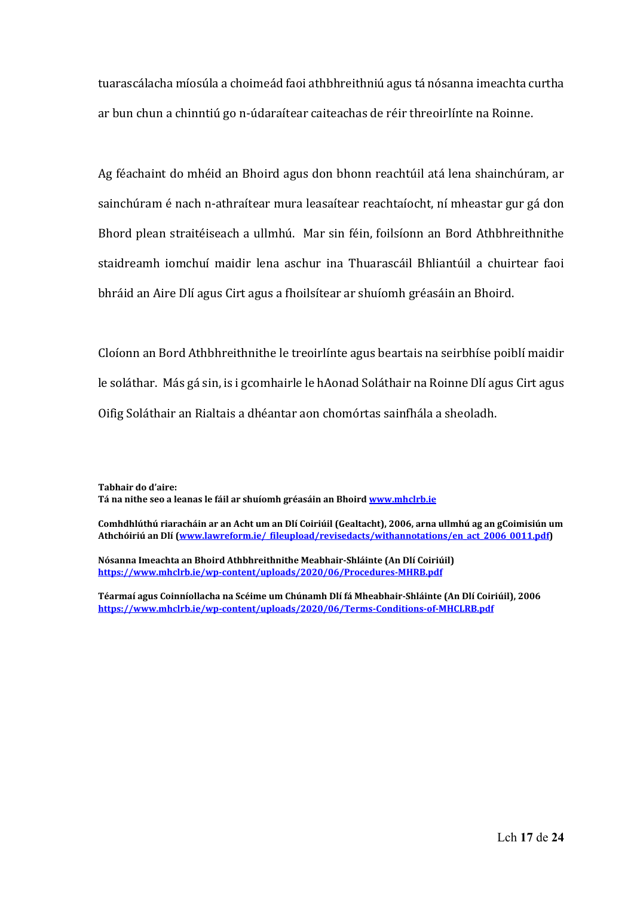tuarascálacha míosúla a choimeád faoi athbhreithniú agus tá nósanna imeachta curtha ar bun chun a chinntiú go n-údaraítear caiteachas de réir threoirlínte na Roinne.

Ag féachaint do mhéid an Bhoird agus don bhonn reachtúil atá lena shainchúram, ar sainchúram é nach n-athraítear mura leasaítear reachtaíocht, ní mheastar gur gá don Bhord plean straitéiseach a ullmhú. Mar sin féin, foilsíonn an Bord Athbhreithnithe staidreamh iomchuí maidir lena aschur ina Thuarascáil Bhliantúil a chuirtear faoi bhráid an Aire Dlí agus Cirt agus a fhoilsítear ar shuíomh gréasáin an Bhoird.

Cloíonn an Bord Athbhreithnithe le treoirlínte agus beartais na seirbhíse poiblí maidir le soláthar. Más gá sin, is i gcomhairle le hAonad Soláthair na Roinne Dlí agus Cirt agus Oifig Soláthair an Rialtais a dhéantar aon chomórtas sainfhála a sheoladh.

**Tabhair do d'aire:**
**Tá na nithe seo a leanas le fáil ar shuíomh gréasáin an Bhoird [www.mhclrb.ie](www.mhclrb.ie)**

**Comhdhlúthú riaracháin ar an Acht um an Dlí Coiriúil (Gealtacht), 2006, arna ullmhú ag an gCoimisiún um Athchóiriú an Dlí ([www.lawreform.ie/_fileupload/revisedacts/withannotations/en_act_2006_0011.pdf](www.lawreform.ie/_fileupload/revisedacts/withannotations/en_act_2006_0011.pdf))**

**Nósanna Imeachta an Bhoird Athbhreithnithe Meabhair-Shláinte (An Dlí Coiriúil)**
**[https://www.mhclrb.ie/wp-content/uploads/2020/06/Procedures-MHRB.pdf](https://www.mhclrb.ie/wp-content/uploads/2020/06/Procedures-MHRB.pdf)**

**Téarmaí agus Coinníollacha na Scéime um Chúnamh Dlí fá Mheabhair-Shláinte (An Dlí Coiriúil), 2006**
**[https://www.mhclrb.ie/wp-content/uploads/2020/06/Terms-Conditions-of-MHCLRB.pdf](https://www.mhclrb.ie/wp-content/uploads/2020/06/Terms-Conditions-of-MHCLRB.pdf)**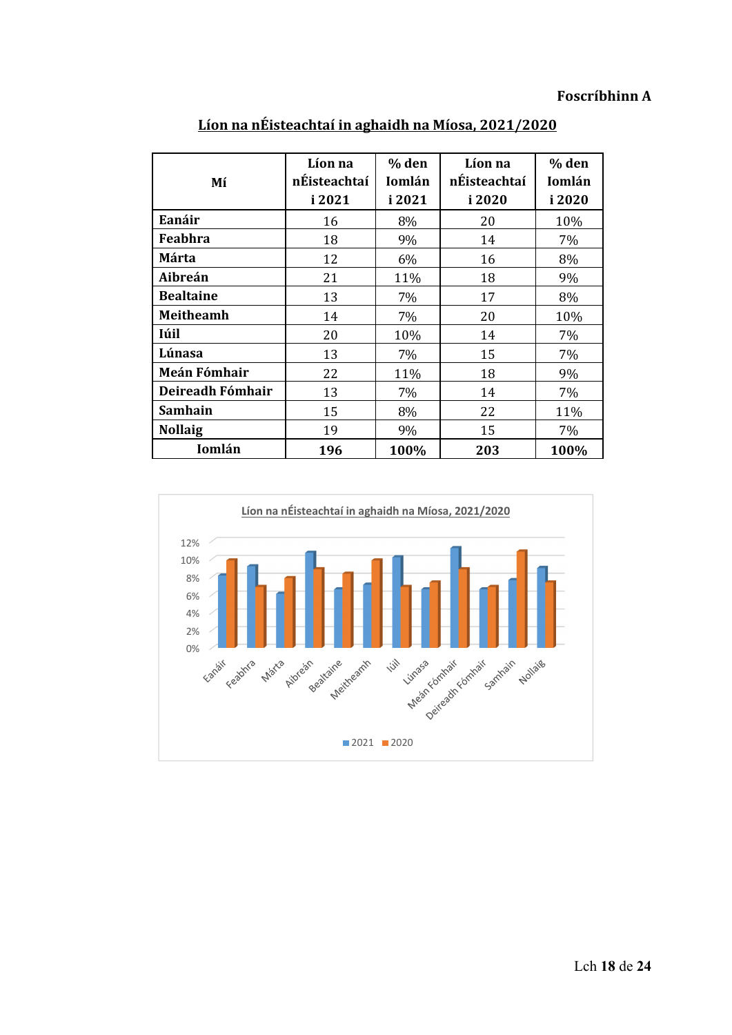**Foscríbhinn A**

## Líon na nÉisteachtaí in aghaidh na Míosa, 2021/2020

| Mí | Líon na nÉisteachtaí i 2021 | % den Iomlán i 2021 | Líon na nÉisteachtaí i 2020 | % den Iomlán i 2020 |
|---|---|---|---|---|
| **Eanáir** | 16 | 8% | 20 | 10% |
| **Feabhra** | 18 | 9% | 14 | 7% |
| **Márta** | 12 | 6% | 16 | 8% |
| **Aibreán** | 21 | 11% | 18 | 9% |
| **Bealtaine** | 13 | 7% | 17 | 8% |
| **Meitheamh** | 14 | 7% | 20 | 10% |
| **Iúil** | 20 | 10% | 14 | 7% |
| **Lúnasa** | 13 | 7% | 15 | 7% |
| **Meán Fómhair** | 22 | 11% | 18 | 9% |
| **Deireadh Fómhair** | 13 | 7% | 14 | 7% |
| **Samhain** | 15 | 8% | 22 | 11% |
| **Nollaig** | 19 | 9% | 15 | 7% |
| **Iomlán** | **196** | **100%** | **203** | **100%** |

Líon na nÉisteachtaí in aghaidh na Míosa, 2021/2020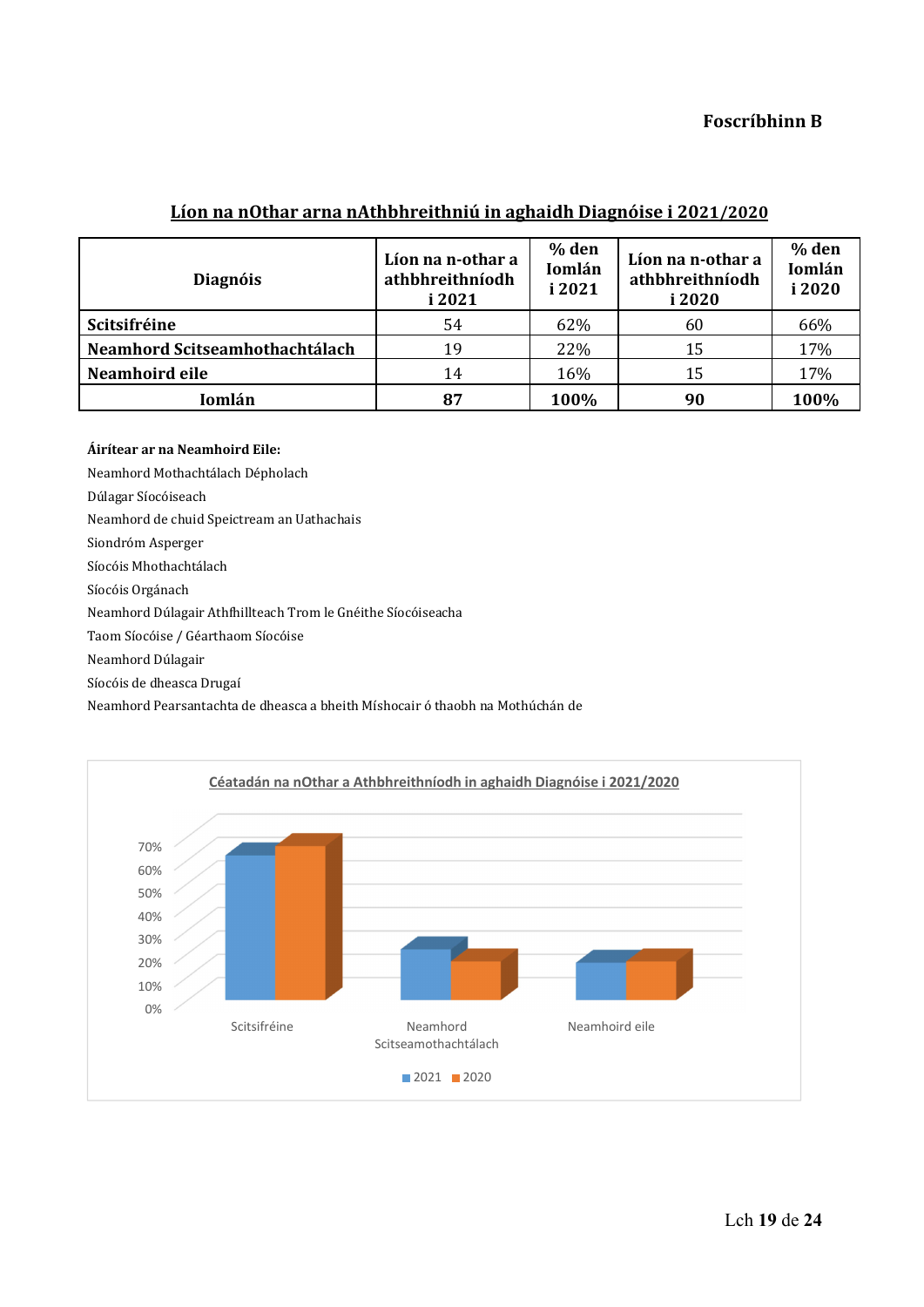**Foscríbhinn B**

## Líon na nOthar arna nAthbhreithniú in aghaidh Diagnóise i 2021/2020

| Diagnóis | Líon na n-othar a athbhreithníodh i 2021 | % den Iomlán i 2021 | Líon na n-othar a athbhreithníodh i 2020 | % den Iomlán i 2020 |
|---|---|---|---|---|
| **Scitsifréine** | 54 | 62% | 60 | 66% |
| **Neamhord Scitseamhothachtálach** | 19 | 22% | 15 | 17% |
| **Neamhoird eile** | 14 | 16% | 15 | 17% |
| **Iomlán** | **87** | **100%** | **90** | **100%** |

**Áirítear ar na Neamhoird Eile:**

Neamhord Mothachtálach Dépholach

Dúlagar Síocóiseach

Neamhord de chuid Speictream an Uathachais

Siondróm Asperger

Síocóis Mhothachtálach

Síocóis Orgánach

Neamhord Dúlagair Athfhillteach Trom le Gnéithe Síocóiseacha

Taom Síocóise / Géarthaom Síocóise

Neamhord Dúlagair

Síocóis de dheasca Drugaí

Neamhord Pearsantachta de dheasca a bheith Míshocair ó thaobh na Mothúchán de

**Céatadán na nOthar a Athbhreithníodh in aghaidh Diagnóise i 2021/2020**

| Diagnóis | 2021 | 2020 |
|---|---|---|
| Scitsifréine | 62% | 66% |
| Neamhord Scitseamhothachtálach | 22% | 17% |
| Neamhoird eile | 16% | 17% |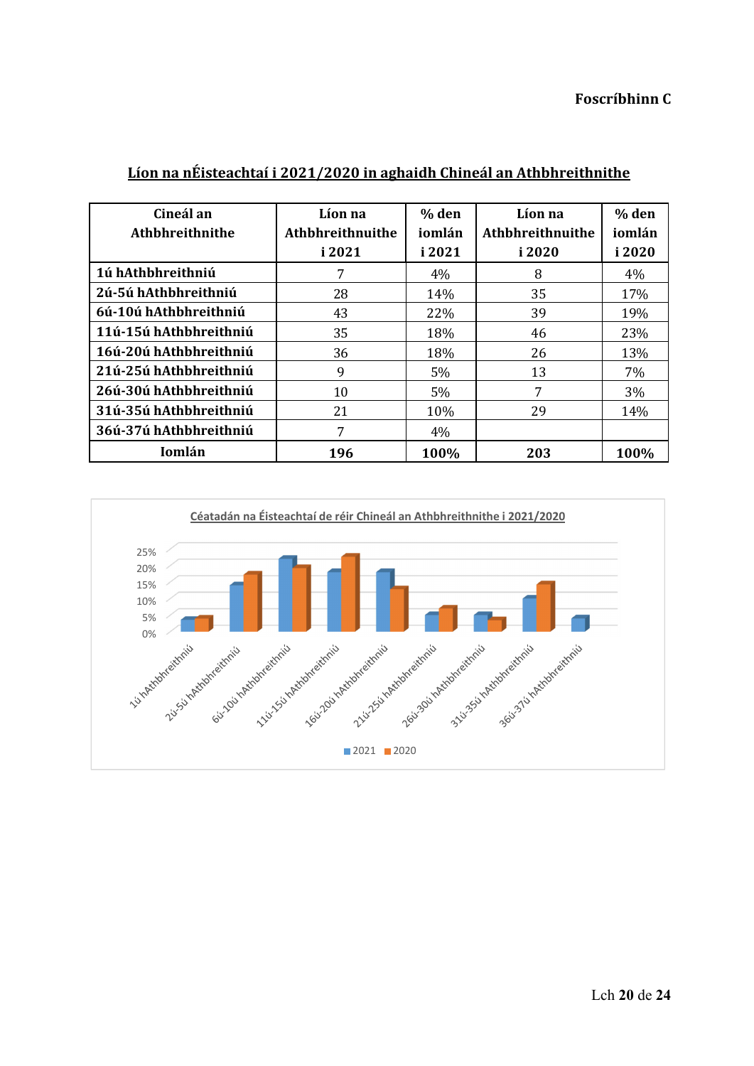**Foscríbhinn C**

## Líon na nÉisteachtaí i 2021/2020 in aghaidh Chineál an Athbhreithnithe

| Cineál an Athbhreithnithe | Líon na Athbhreithnuithe i 2021 | % den iomlán i 2021 | Líon na Athbhreithnuithe i 2020 | % den iomlán i 2020 |
|---|---|---|---|---|
| 1ú hAthbhreithniú | 7 | 4% | 8 | 4% |
| 2ú-5ú hAthbhreithniú | 28 | 14% | 35 | 17% |
| 6ú-10ú hAthbhreithniú | 43 | 22% | 39 | 19% |
| 11ú-15ú hAthbhreithniú | 35 | 18% | 46 | 23% |
| 16ú-20ú hAthbhreithniú | 36 | 18% | 26 | 13% |
| 21ú-25ú hAthbhreithniú | 9 | 5% | 13 | 7% |
| 26ú-30ú hAthbhreithniú | 10 | 5% | 7 | 3% |
| 31ú-35ú hAthbhreithniú | 21 | 10% | 29 | 14% |
| 36ú-37ú hAthbhreithniú | 7 | 4% | | |
| **Iomlán** | **196** | **100%** | **203** | **100%** |

**Céatadán na Éisteachtaí de réir Chineál an Athbhreithnithe i 2021/2020**

| Cineál an Athbhreithnithe | 2021 | 2020 |
|---|---|---|
| 1ú hAthbhreithniú | 4% | 4% |
| 2ú-5ú hAthbhreithniú | 14% | 17% |
| 6ú-10ú hAthbhreithniú | 22% | 19% |
| 11ú-15ú hAthbhreithniú | 18% | 23% |
| 16ú-20ú hAthbhreithniú | 18% | 13% |
| 21ú-25ú hAthbhreithniú | 5% | 7% |
| 26ú-30ú hAthbhreithniú | 5% | 3% |
| 31ú-35ú hAthbhreithniú | 10% | 14% |
| 36ú-37ú hAthbhreithniú | 4% | |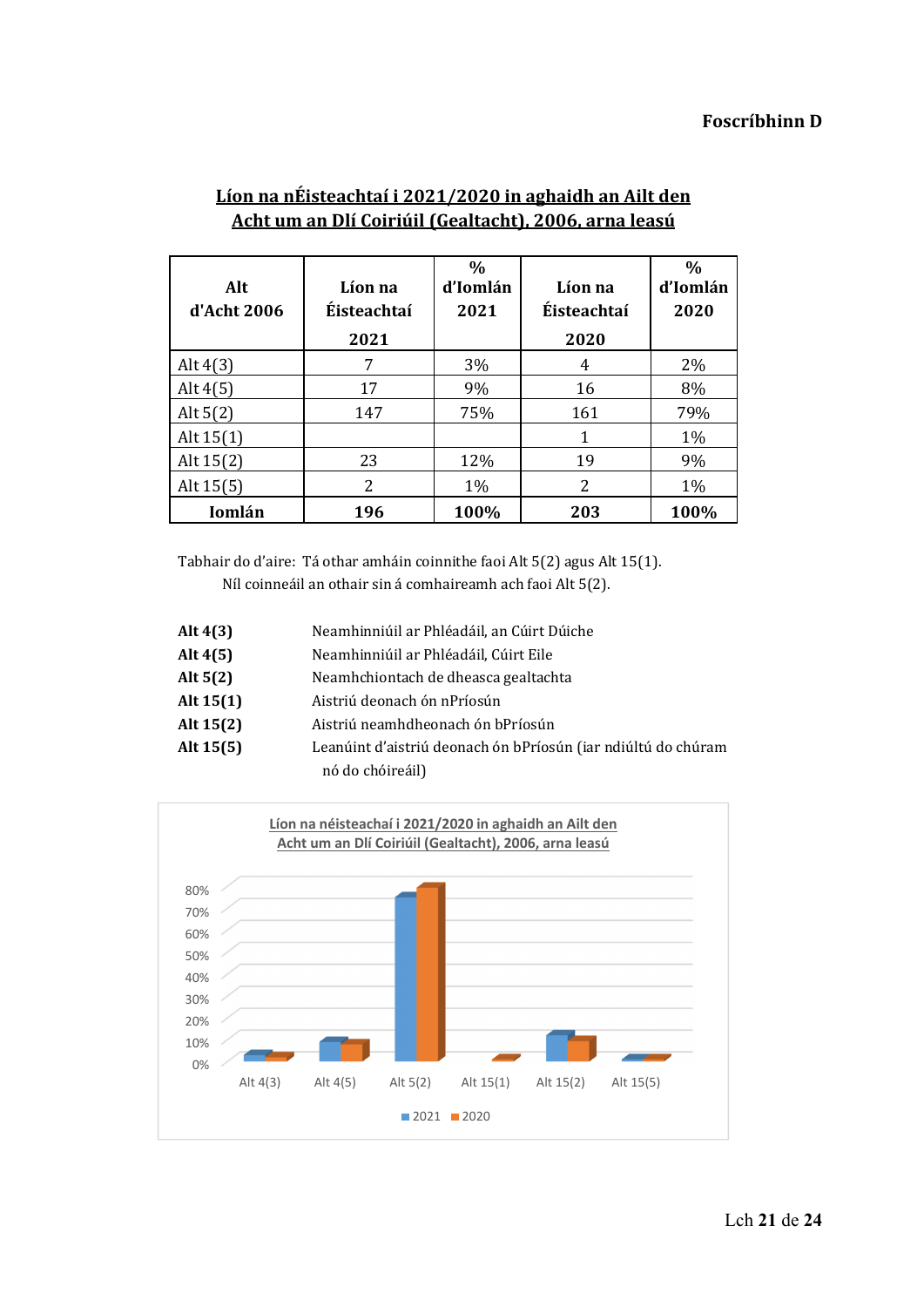**Foscríbhinn D**

## Líon na nÉisteachtaí i 2021/2020 in aghaidh an Ailt den Acht um an Dlí Coiriúil (Gealtacht), 2006, arna leasú

| Alt d'Acht 2006 | Líon na Éisteachtaí 2021 | % d'Iomlán 2021 | Líon na Éisteachtaí 2020 | % d'Iomlán 2020 |
|---|---|---|---|---|
| Alt 4(3) | 7 | 3% | 4 | 2% |
| Alt 4(5) | 17 | 9% | 16 | 8% |
| Alt 5(2) | 147 | 75% | 161 | 79% |
| Alt 15(1) | | | 1 | 1% |
| Alt 15(2) | 23 | 12% | 19 | 9% |
| Alt 15(5) | 2 | 1% | 2 | 1% |
| **Iomlán** | **196** | **100%** | **203** | **100%** |

Tabhair do d'aire: Tá othar amháin coinnithe faoi Alt 5(2) agus Alt 15(1).
Níl coinneáil an othair sin á comhaireamh ach faoi Alt 5(2).

| | |
|---|---|
| **Alt 4(3)** | Neamhinniúil ar Phléadáil, an Cúirt Dúiche |
| **Alt 4(5)** | Neamhinniúil ar Phléadáil, Cúirt Eile |
| **Alt 5(2)** | Neamhchiontach de dheasca gealtachta |
| **Alt 15(1)** | Aistriú deonach ón nPríosún |
| **Alt 15(2)** | Aistriú neamhdheonach ón bPríosún |
| **Alt 15(5)** | Leanúint d'aistriú deonach ón bPríosún (iar ndiúltú do chúram nó do chóireáil) |

Líon na néisteachaí i 2021/2020 in aghaidh an Ailt den Acht um an Dlí Coiriúil (Gealtacht), 2006, arna leasú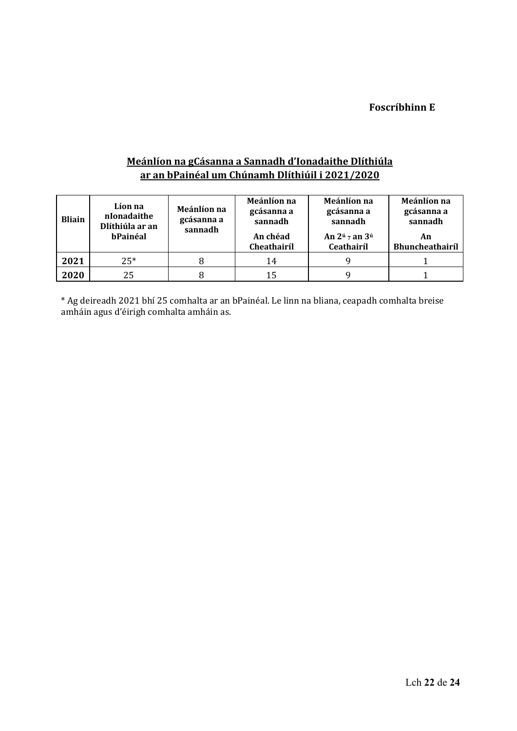**Foscríbhinn E**

## Meánlíon na gCásanna a Sannadh d'Ionadaithe Dlíthiúla ar an bPainéal um Chúnamh Dlíthiúil i 2021/2020

| Bliain | Líon na nIonadaithe Dlíthiúla ar an bPainéal | Meánlíon na gcásanna a sannadh | Meánlíon na gcásanna a sannadh An chéad Cheathairíl | Meánlíon na gcásanna a sannadh An 2ú 7 an 3ú Ceathairíl | Meánlíon na gcásanna a sannadh An Bhuncheathairíl |
|---|---|---|---|---|---|
| **2021** | 25* | 8 | 14 | 9 | 1 |
| **2020** | 25 | 8 | 15 | 9 | 1 |

* Ag deireadh 2021 bhí 25 comhalta ar an bPainéal. Le linn na bliana, ceapadh comhalta breise amháin agus d'éirigh comhalta amháin as.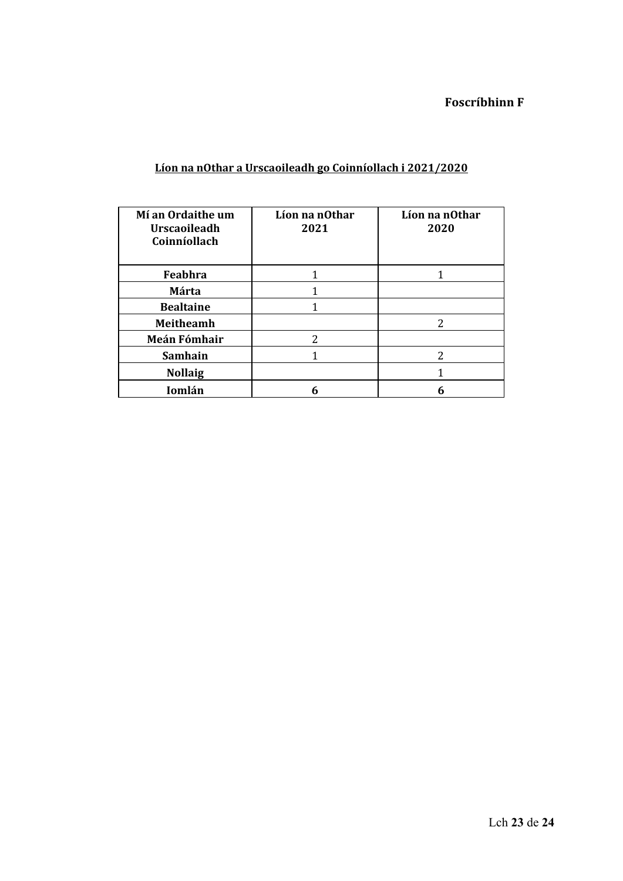**Foscríbhinn F**

**Líon na nOthar a Urscaoileadh go Coinníollach i 2021/2020**

| Mí an Ordaithe um Urscaoileadh Coinníollach | Líon na nOthar 2021 | Líon na nOthar 2020 |
|---|---|---|
| **Feabhra** | 1 | 1 |
| **Márta** | 1 | |
| **Bealtaine** | 1 | |
| **Meitheamh** | | 2 |
| **Meán Fómhair** | 2 | |
| **Samhain** | 1 | 2 |
| **Nollaig** | | 1 |
| **Iomlán** | **6** | **6** |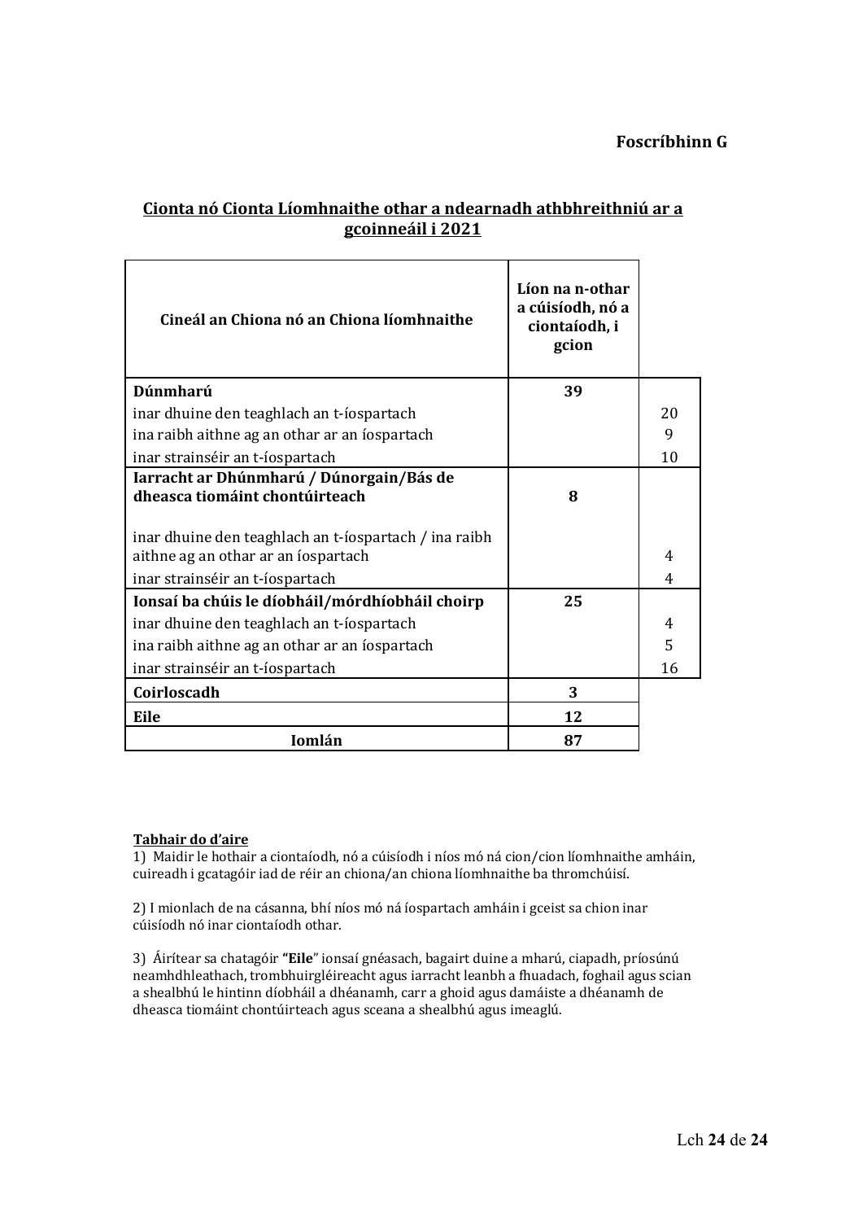**Foscríbhinn G**

## Cionta nó Cionta Líomhnaithe othar a ndearnadh athbhreithniú ar a gcoinneáil i 2021

| Cineál an Chiona nó an Chiona líomhnaithe | Líon na n-othar a cúisíodh, nó a ciontaíodh, i gcion | |
|---|---|---|
| **Dúnmharú** | **39** | |
| inar dhuine den teaghlach an t-íospartach | | 20 |
| ina raibh aithne ag an othar ar an íospartach | | 9 |
| inar strainséir an t-íospartach | | 10 |
| **Iarracht ar Dhúnmharú / Dúnorgain/Bás de dheasca tiomáint chontúirteach** | **8** | |
| inar dhuine den teaghlach an t-íospartach / ina raibh aithne ag an othar ar an íospartach | | 4 |
| inar strainséir an t-íospartach | | 4 |
| **Ionsaí ba chúis le díobháil/mórdhíobháil choirp** | **25** | |
| inar dhuine den teaghlach an t-íospartach | | 4 |
| ina raibh aithne ag an othar ar an íospartach | | 5 |
| inar strainséir an t-íospartach | | 16 |
| **Coirloscadh** | **3** | |
| **Eile** | **12** | |
| **Iomlán** | **87** | |

**Tabhair do d'aire**

1) Maidir le hothair a ciontaíodh, nó a cúisíodh i níos mó ná cion/cion líomhnaithe amháin, cuireadh i gcatagóir iad de réir an chiona/an chiona líomhnaithe ba thromchúisí.

2) I mionlach de na cásanna, bhí níos mó ná íospartach amháin i gceist sa chion inar cúisíodh nó inar ciontaíodh othar.

3) Áirítear sa chatagóir **"Eile"** ionsaí gnéasach, bagairt duine a mharú, ciapadh, príosúnú neamhdhleathach, trombhuirgléireacht agus iarracht leanbh a fhuadach, foghail agus scian a shealbhú le hintinn díobháil a dhéanamh, carr a ghoid agus damáiste a dhéanamh de dheasca tiomáint chontúirteach agus sceana a shealbhú agus imeaglú.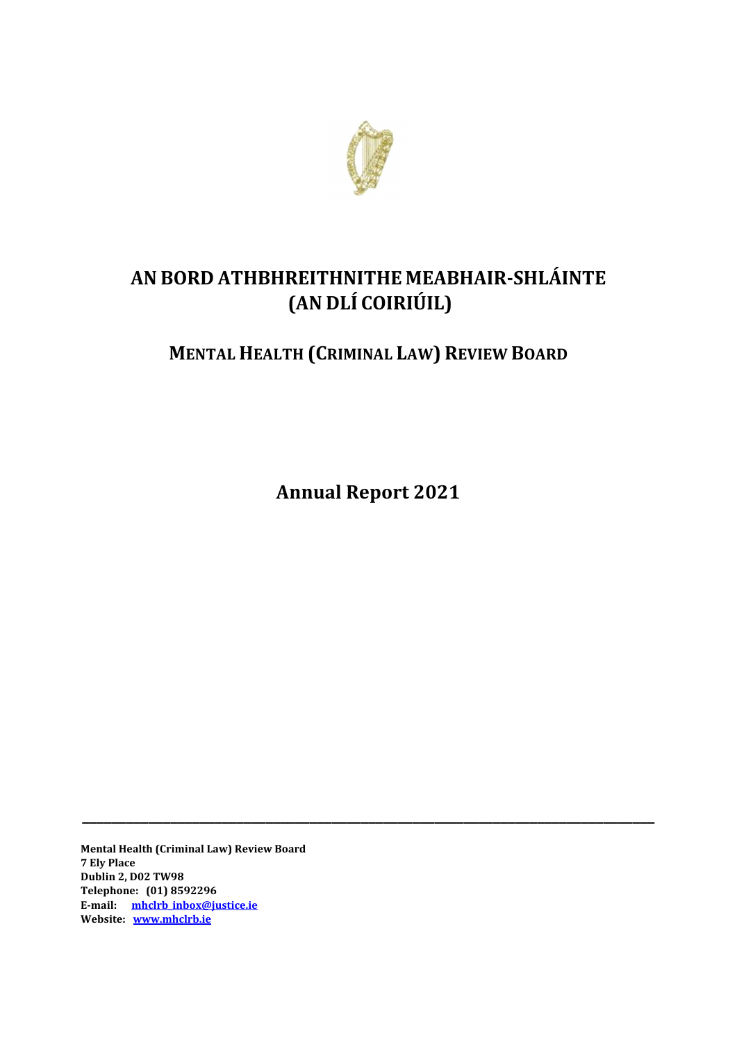# AN BORD ATHBHREITHNITHE MEABHAIR-SHLÁINTE (AN DLÍ COIRIÚIL)

## MENTAL HEALTH (CRIMINAL LAW) REVIEW BOARD

# Annual Report 2021

---

**Mental Health (Criminal Law) Review Board**
**7 Ely Place**
**Dublin 2, D02 TW98**
**Telephone: (01) 8592296**
**E-mail: mhclrb_inbox@justice.ie**
**Website: www.mhclrb.ie**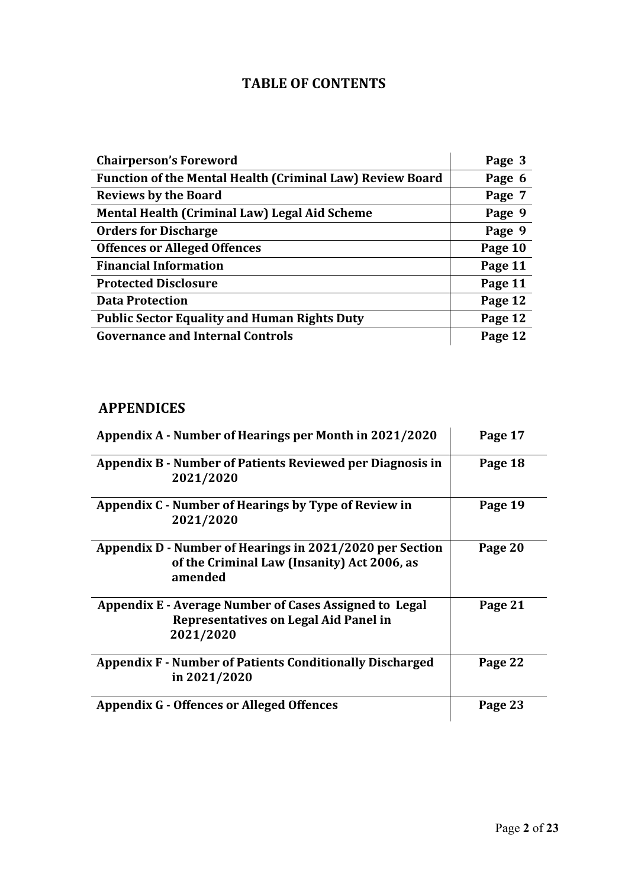## TABLE OF CONTENTS

| | |
|---|---|
| **Chairperson's Foreword** | **Page 3** |
| **Function of the Mental Health (Criminal Law) Review Board** | **Page 6** |
| **Reviews by the Board** | **Page 7** |
| **Mental Health (Criminal Law) Legal Aid Scheme** | **Page 9** |
| **Orders for Discharge** | **Page 9** |
| **Offences or Alleged Offences** | **Page 10** |
| **Financial Information** | **Page 11** |
| **Protected Disclosure** | **Page 11** |
| **Data Protection** | **Page 12** |
| **Public Sector Equality and Human Rights Duty** | **Page 12** |
| **Governance and Internal Controls** | **Page 12** |

## APPENDICES

| | |
|---|---|
| **Appendix A - Number of Hearings per Month in 2021/2020** | **Page 17** |
| **Appendix B - Number of Patients Reviewed per Diagnosis in 2021/2020** | **Page 18** |
| **Appendix C - Number of Hearings by Type of Review in 2021/2020** | **Page 19** |
| **Appendix D - Number of Hearings in 2021/2020 per Section of the Criminal Law (Insanity) Act 2006, as amended** | **Page 20** |
| **Appendix E - Average Number of Cases Assigned to Legal Representatives on Legal Aid Panel in 2021/2020** | **Page 21** |
| **Appendix F - Number of Patients Conditionally Discharged in 2021/2020** | **Page 22** |
| **Appendix G - Offences or Alleged Offences** | **Page 23** |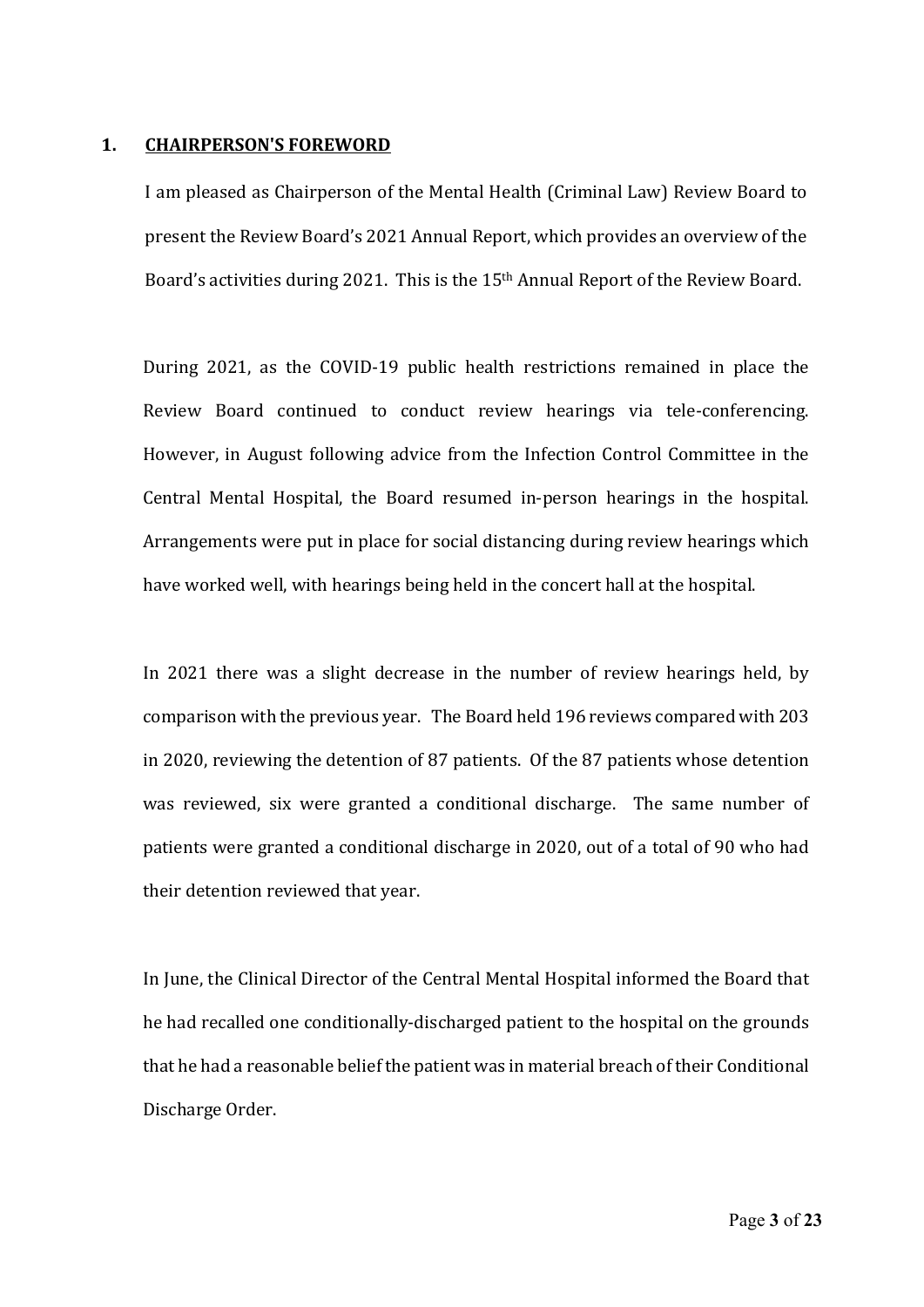## 1. CHAIRPERSON'S FOREWORD

I am pleased as Chairperson of the Mental Health (Criminal Law) Review Board to present the Review Board's 2021 Annual Report, which provides an overview of the Board's activities during 2021. This is the 15th Annual Report of the Review Board.

During 2021, as the COVID-19 public health restrictions remained in place the Review Board continued to conduct review hearings via tele-conferencing. However, in August following advice from the Infection Control Committee in the Central Mental Hospital, the Board resumed in-person hearings in the hospital. Arrangements were put in place for social distancing during review hearings which have worked well, with hearings being held in the concert hall at the hospital.

In 2021 there was a slight decrease in the number of review hearings held, by comparison with the previous year. The Board held 196 reviews compared with 203 in 2020, reviewing the detention of 87 patients. Of the 87 patients whose detention was reviewed, six were granted a conditional discharge. The same number of patients were granted a conditional discharge in 2020, out of a total of 90 who had their detention reviewed that year.

In June, the Clinical Director of the Central Mental Hospital informed the Board that he had recalled one conditionally-discharged patient to the hospital on the grounds that he had a reasonable belief the patient was in material breach of their Conditional Discharge Order.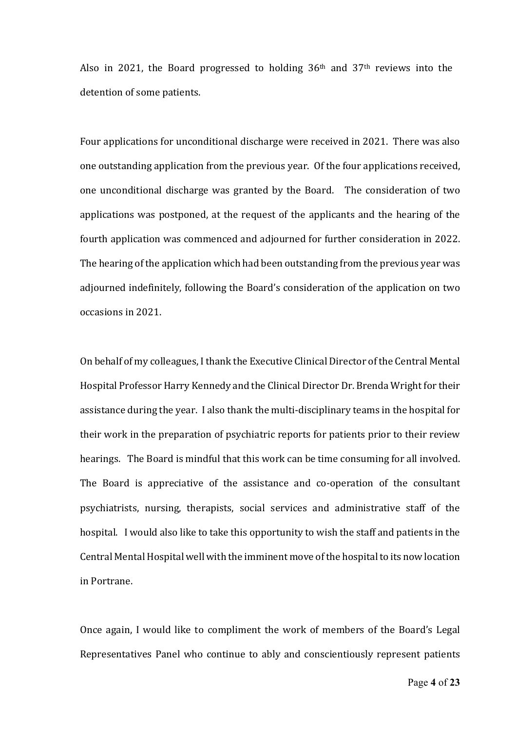Also in 2021, the Board progressed to holding 36th and 37th reviews into the detention of some patients.

Four applications for unconditional discharge were received in 2021. There was also one outstanding application from the previous year. Of the four applications received, one unconditional discharge was granted by the Board. The consideration of two applications was postponed, at the request of the applicants and the hearing of the fourth application was commenced and adjourned for further consideration in 2022. The hearing of the application which had been outstanding from the previous year was adjourned indefinitely, following the Board's consideration of the application on two occasions in 2021.

On behalf of my colleagues, I thank the Executive Clinical Director of the Central Mental Hospital Professor Harry Kennedy and the Clinical Director Dr. Brenda Wright for their assistance during the year. I also thank the multi-disciplinary teams in the hospital for their work in the preparation of psychiatric reports for patients prior to their review hearings. The Board is mindful that this work can be time consuming for all involved. The Board is appreciative of the assistance and co-operation of the consultant psychiatrists, nursing, therapists, social services and administrative staff of the hospital. I would also like to take this opportunity to wish the staff and patients in the Central Mental Hospital well with the imminent move of the hospital to its now location in Portrane.

Once again, I would like to compliment the work of members of the Board's Legal Representatives Panel who continue to ably and conscientiously represent patients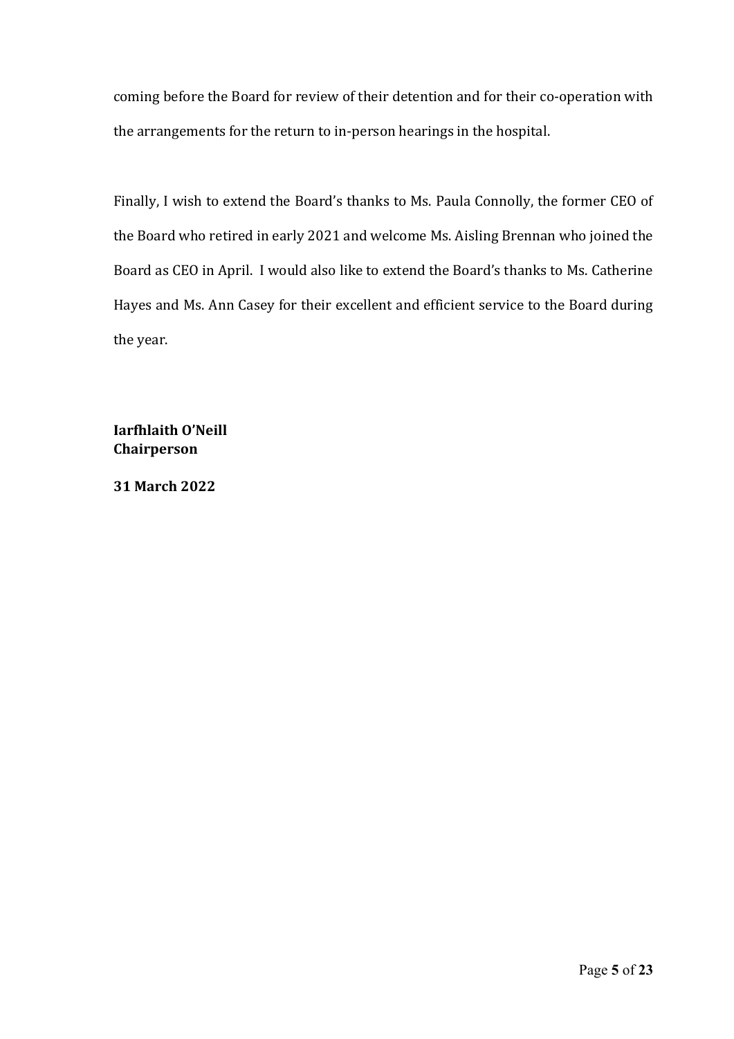coming before the Board for review of their detention and for their co-operation with the arrangements for the return to in-person hearings in the hospital.

Finally, I wish to extend the Board's thanks to Ms. Paula Connolly, the former CEO of the Board who retired in early 2021 and welcome Ms. Aisling Brennan who joined the Board as CEO in April. I would also like to extend the Board's thanks to Ms. Catherine Hayes and Ms. Ann Casey for their excellent and efficient service to the Board during the year.

**Iarfhlaith O'Neill**
**Chairperson**

**31 March 2022**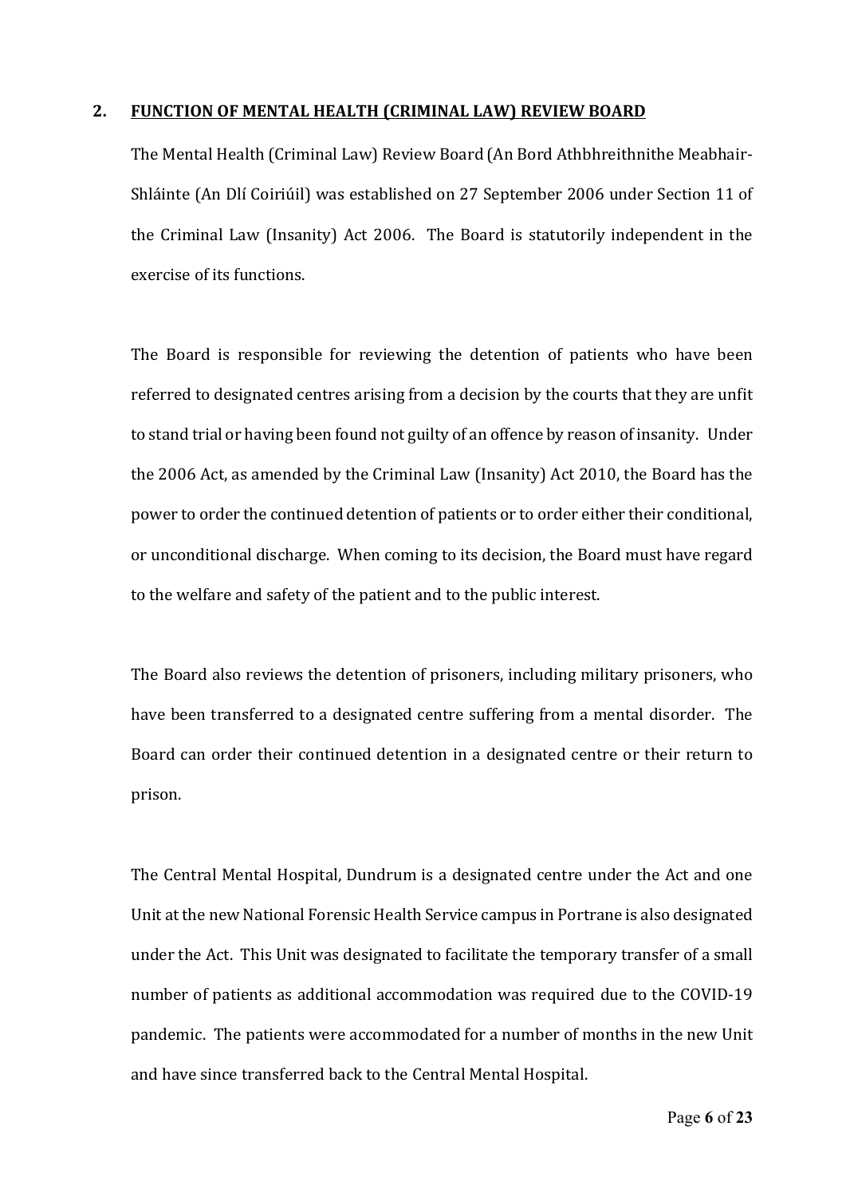## 2. FUNCTION OF MENTAL HEALTH (CRIMINAL LAW) REVIEW BOARD

The Mental Health (Criminal Law) Review Board (An Bord Athbhreithnithe Meabhair-Shláinte (An Dlí Coiriúil) was established on 27 September 2006 under Section 11 of the Criminal Law (Insanity) Act 2006. The Board is statutorily independent in the exercise of its functions.

The Board is responsible for reviewing the detention of patients who have been referred to designated centres arising from a decision by the courts that they are unfit to stand trial or having been found not guilty of an offence by reason of insanity. Under the 2006 Act, as amended by the Criminal Law (Insanity) Act 2010, the Board has the power to order the continued detention of patients or to order either their conditional, or unconditional discharge. When coming to its decision, the Board must have regard to the welfare and safety of the patient and to the public interest.

The Board also reviews the detention of prisoners, including military prisoners, who have been transferred to a designated centre suffering from a mental disorder. The Board can order their continued detention in a designated centre or their return to prison.

The Central Mental Hospital, Dundrum is a designated centre under the Act and one Unit at the new National Forensic Health Service campus in Portrane is also designated under the Act. This Unit was designated to facilitate the temporary transfer of a small number of patients as additional accommodation was required due to the COVID-19 pandemic. The patients were accommodated for a number of months in the new Unit and have since transferred back to the Central Mental Hospital.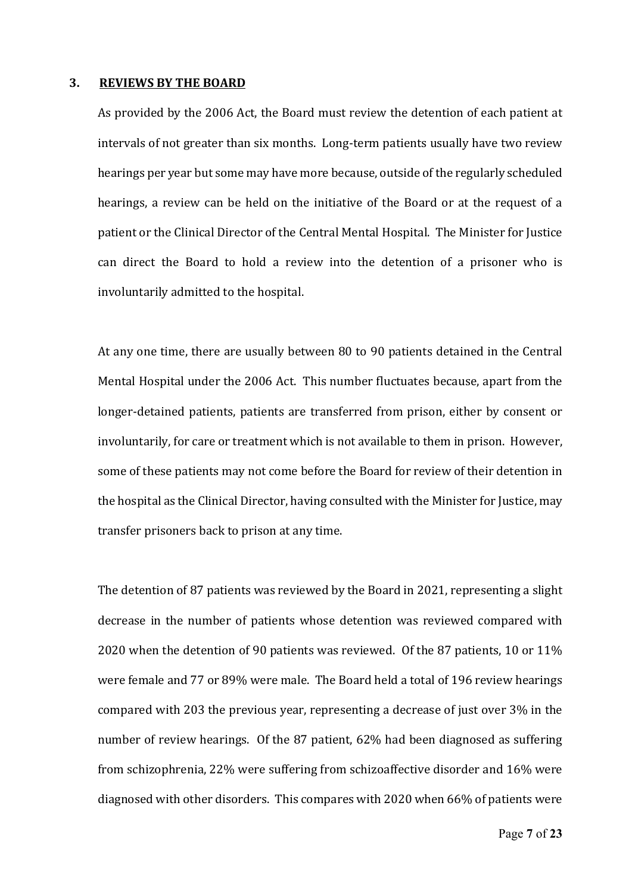## 3. REVIEWS BY THE BOARD

As provided by the 2006 Act, the Board must review the detention of each patient at intervals of not greater than six months. Long-term patients usually have two review hearings per year but some may have more because, outside of the regularly scheduled hearings, a review can be held on the initiative of the Board or at the request of a patient or the Clinical Director of the Central Mental Hospital. The Minister for Justice can direct the Board to hold a review into the detention of a prisoner who is involuntarily admitted to the hospital.

At any one time, there are usually between 80 to 90 patients detained in the Central Mental Hospital under the 2006 Act. This number fluctuates because, apart from the longer-detained patients, patients are transferred from prison, either by consent or involuntarily, for care or treatment which is not available to them in prison. However, some of these patients may not come before the Board for review of their detention in the hospital as the Clinical Director, having consulted with the Minister for Justice, may transfer prisoners back to prison at any time.

The detention of 87 patients was reviewed by the Board in 2021, representing a slight decrease in the number of patients whose detention was reviewed compared with 2020 when the detention of 90 patients was reviewed. Of the 87 patients, 10 or 11% were female and 77 or 89% were male. The Board held a total of 196 review hearings compared with 203 the previous year, representing a decrease of just over 3% in the number of review hearings. Of the 87 patient, 62% had been diagnosed as suffering from schizophrenia, 22% were suffering from schizoaffective disorder and 16% were diagnosed with other disorders. This compares with 2020 when 66% of patients were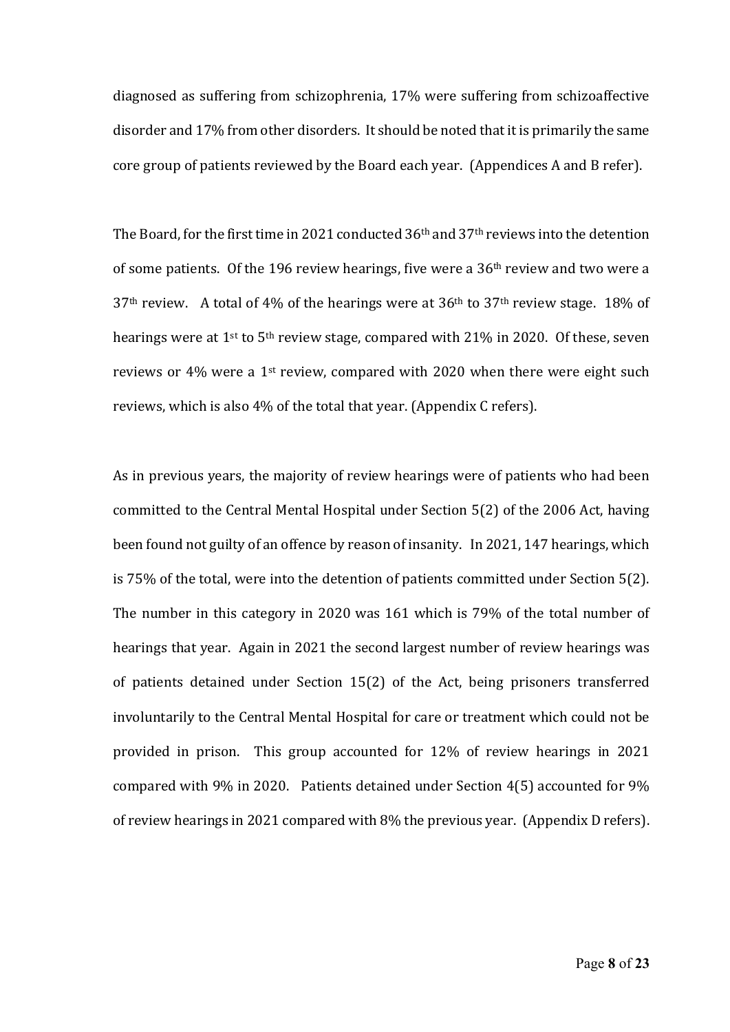diagnosed as suffering from schizophrenia, 17% were suffering from schizoaffective disorder and 17% from other disorders. It should be noted that it is primarily the same core group of patients reviewed by the Board each year. (Appendices A and B refer).

The Board, for the first time in 2021 conducted 36th and 37th reviews into the detention of some patients. Of the 196 review hearings, five were a 36th review and two were a 37th review. A total of 4% of the hearings were at 36th to 37th review stage. 18% of hearings were at 1st to 5th review stage, compared with 21% in 2020. Of these, seven reviews or 4% were a 1st review, compared with 2020 when there were eight such reviews, which is also 4% of the total that year. (Appendix C refers).

As in previous years, the majority of review hearings were of patients who had been committed to the Central Mental Hospital under Section 5(2) of the 2006 Act, having been found not guilty of an offence by reason of insanity. In 2021, 147 hearings, which is 75% of the total, were into the detention of patients committed under Section 5(2). The number in this category in 2020 was 161 which is 79% of the total number of hearings that year. Again in 2021 the second largest number of review hearings was of patients detained under Section 15(2) of the Act, being prisoners transferred involuntarily to the Central Mental Hospital for care or treatment which could not be provided in prison. This group accounted for 12% of review hearings in 2021 compared with 9% in 2020. Patients detained under Section 4(5) accounted for 9% of review hearings in 2021 compared with 8% the previous year. (Appendix D refers).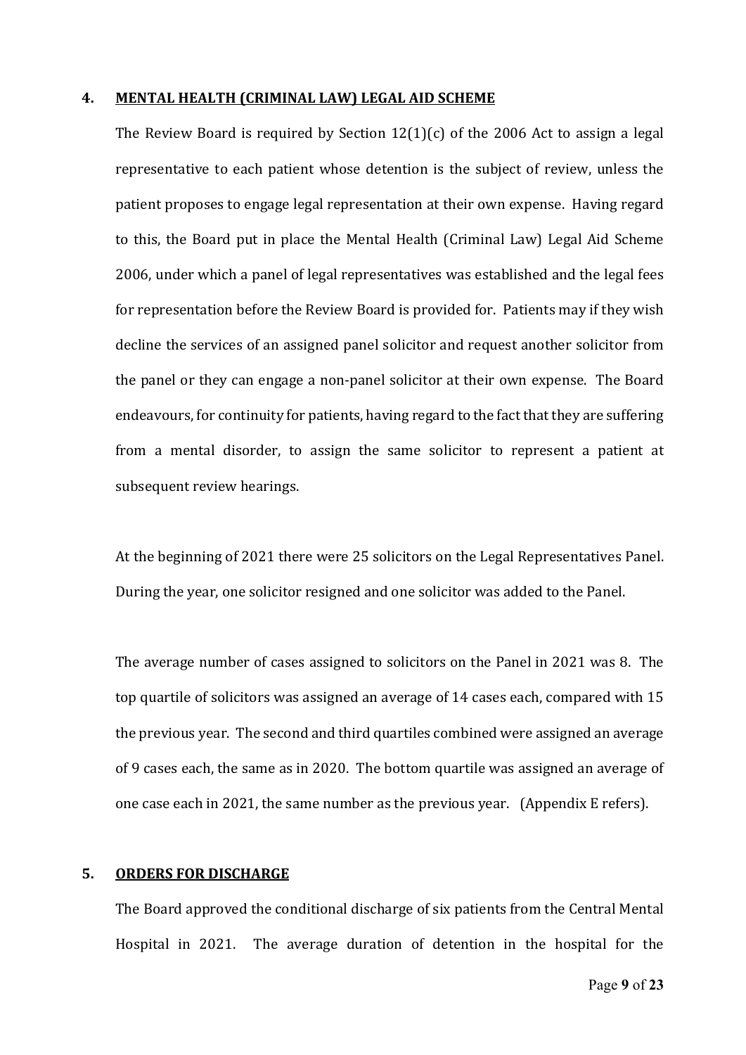## 4. MENTAL HEALTH (CRIMINAL LAW) LEGAL AID SCHEME

The Review Board is required by Section 12(1)(c) of the 2006 Act to assign a legal representative to each patient whose detention is the subject of review, unless the patient proposes to engage legal representation at their own expense. Having regard to this, the Board put in place the Mental Health (Criminal Law) Legal Aid Scheme 2006, under which a panel of legal representatives was established and the legal fees for representation before the Review Board is provided for. Patients may if they wish decline the services of an assigned panel solicitor and request another solicitor from the panel or they can engage a non-panel solicitor at their own expense. The Board endeavours, for continuity for patients, having regard to the fact that they are suffering from a mental disorder, to assign the same solicitor to represent a patient at subsequent review hearings.

At the beginning of 2021 there were 25 solicitors on the Legal Representatives Panel. During the year, one solicitor resigned and one solicitor was added to the Panel.

The average number of cases assigned to solicitors on the Panel in 2021 was 8. The top quartile of solicitors was assigned an average of 14 cases each, compared with 15 the previous year. The second and third quartiles combined were assigned an average of 9 cases each, the same as in 2020. The bottom quartile was assigned an average of one case each in 2021, the same number as the previous year. (Appendix E refers).

## 5. ORDERS FOR DISCHARGE

The Board approved the conditional discharge of six patients from the Central Mental Hospital in 2021. The average duration of detention in the hospital for the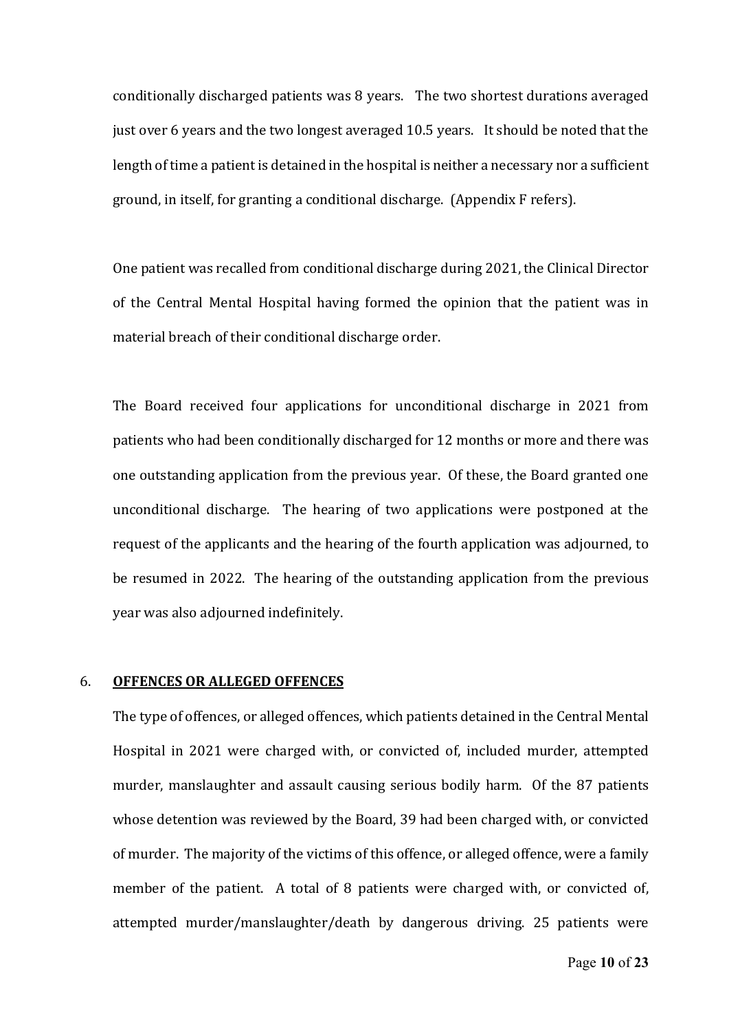conditionally discharged patients was 8 years. The two shortest durations averaged just over 6 years and the two longest averaged 10.5 years. It should be noted that the length of time a patient is detained in the hospital is neither a necessary nor a sufficient ground, in itself, for granting a conditional discharge. (Appendix F refers).

One patient was recalled from conditional discharge during 2021, the Clinical Director of the Central Mental Hospital having formed the opinion that the patient was in material breach of their conditional discharge order.

The Board received four applications for unconditional discharge in 2021 from patients who had been conditionally discharged for 12 months or more and there was one outstanding application from the previous year. Of these, the Board granted one unconditional discharge. The hearing of two applications were postponed at the request of the applicants and the hearing of the fourth application was adjourned, to be resumed in 2022. The hearing of the outstanding application from the previous year was also adjourned indefinitely.

## 6. OFFENCES OR ALLEGED OFFENCES

The type of offences, or alleged offences, which patients detained in the Central Mental Hospital in 2021 were charged with, or convicted of, included murder, attempted murder, manslaughter and assault causing serious bodily harm. Of the 87 patients whose detention was reviewed by the Board, 39 had been charged with, or convicted of murder. The majority of the victims of this offence, or alleged offence, were a family member of the patient. A total of 8 patients were charged with, or convicted of, attempted murder/manslaughter/death by dangerous driving. 25 patients were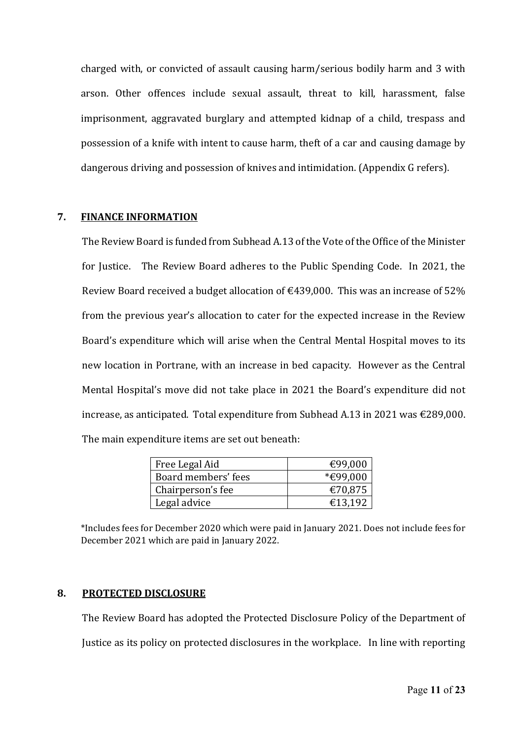charged with, or convicted of assault causing harm/serious bodily harm and 3 with arson. Other offences include sexual assault, threat to kill, harassment, false imprisonment, aggravated burglary and attempted kidnap of a child, trespass and possession of a knife with intent to cause harm, theft of a car and causing damage by dangerous driving and possession of knives and intimidation. (Appendix G refers).

## 7. FINANCE INFORMATION

The Review Board is funded from Subhead A.13 of the Vote of the Office of the Minister for Justice. The Review Board adheres to the Public Spending Code. In 2021, the Review Board received a budget allocation of €439,000. This was an increase of 52% from the previous year's allocation to cater for the expected increase in the Review Board's expenditure which will arise when the Central Mental Hospital moves to its new location in Portrane, with an increase in bed capacity. However as the Central Mental Hospital's move did not take place in 2021 the Board's expenditure did not increase, as anticipated. Total expenditure from Subhead A.13 in 2021 was €289,000. The main expenditure items are set out beneath:

| | |
|---|---|
| Free Legal Aid | €99,000 |
| Board members' fees | *€99,000 |
| Chairperson's fee | €70,875 |
| Legal advice | €13,192 |

*Includes fees for December 2020 which were paid in January 2021. Does not include fees for December 2021 which are paid in January 2022.

## 8. PROTECTED DISCLOSURE

The Review Board has adopted the Protected Disclosure Policy of the Department of Justice as its policy on protected disclosures in the workplace. In line with reporting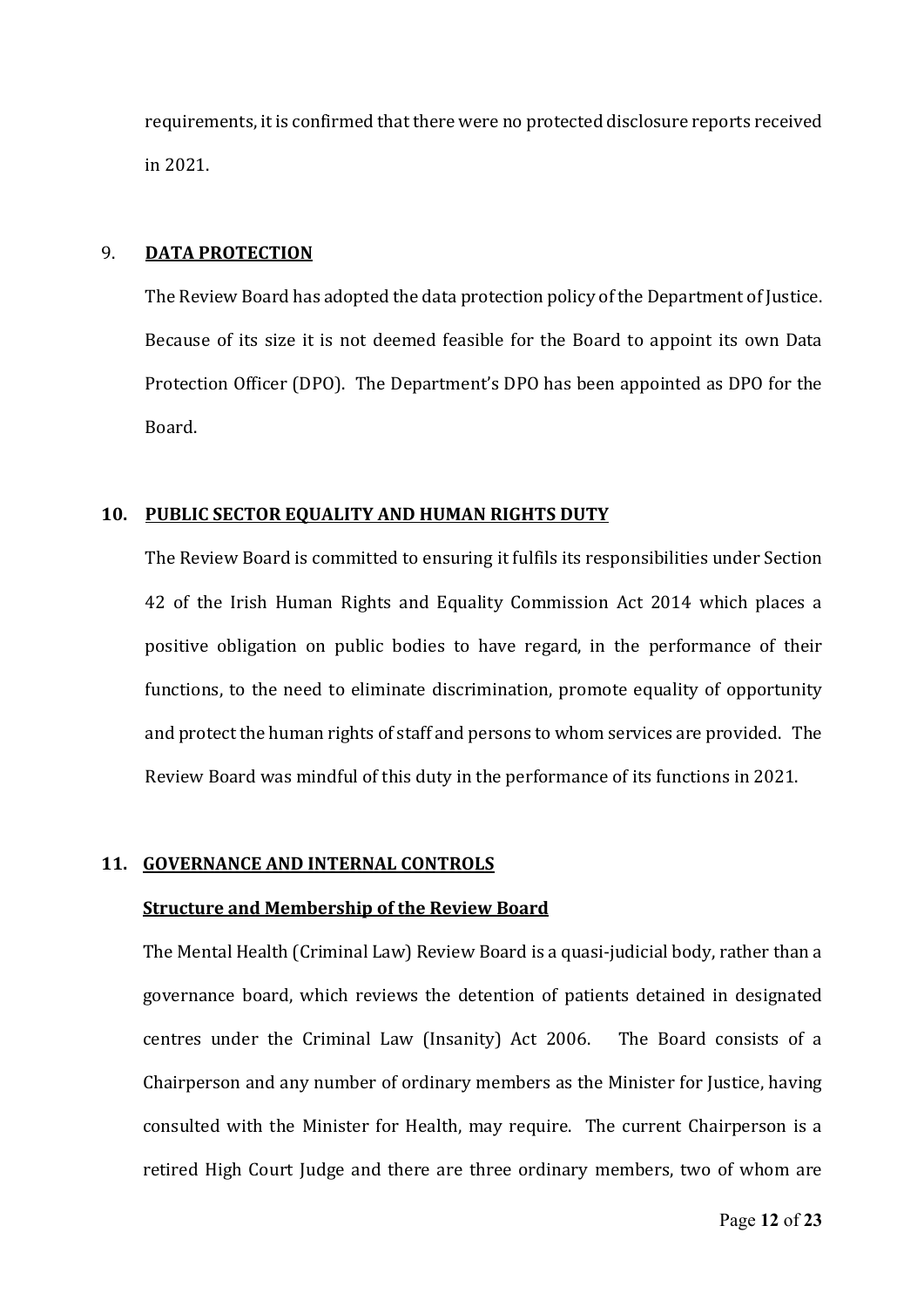requirements, it is confirmed that there were no protected disclosure reports received in 2021.

## 9. DATA PROTECTION

The Review Board has adopted the data protection policy of the Department of Justice. Because of its size it is not deemed feasible for the Board to appoint its own Data Protection Officer (DPO). The Department's DPO has been appointed as DPO for the Board.

## 10. PUBLIC SECTOR EQUALITY AND HUMAN RIGHTS DUTY

The Review Board is committed to ensuring it fulfils its responsibilities under Section 42 of the Irish Human Rights and Equality Commission Act 2014 which places a positive obligation on public bodies to have regard, in the performance of their functions, to the need to eliminate discrimination, promote equality of opportunity and protect the human rights of staff and persons to whom services are provided. The Review Board was mindful of this duty in the performance of its functions in 2021.

## 11. GOVERNANCE AND INTERNAL CONTROLS

### Structure and Membership of the Review Board

The Mental Health (Criminal Law) Review Board is a quasi-judicial body, rather than a governance board, which reviews the detention of patients detained in designated centres under the Criminal Law (Insanity) Act 2006. The Board consists of a Chairperson and any number of ordinary members as the Minister for Justice, having consulted with the Minister for Health, may require. The current Chairperson is a retired High Court Judge and there are three ordinary members, two of whom are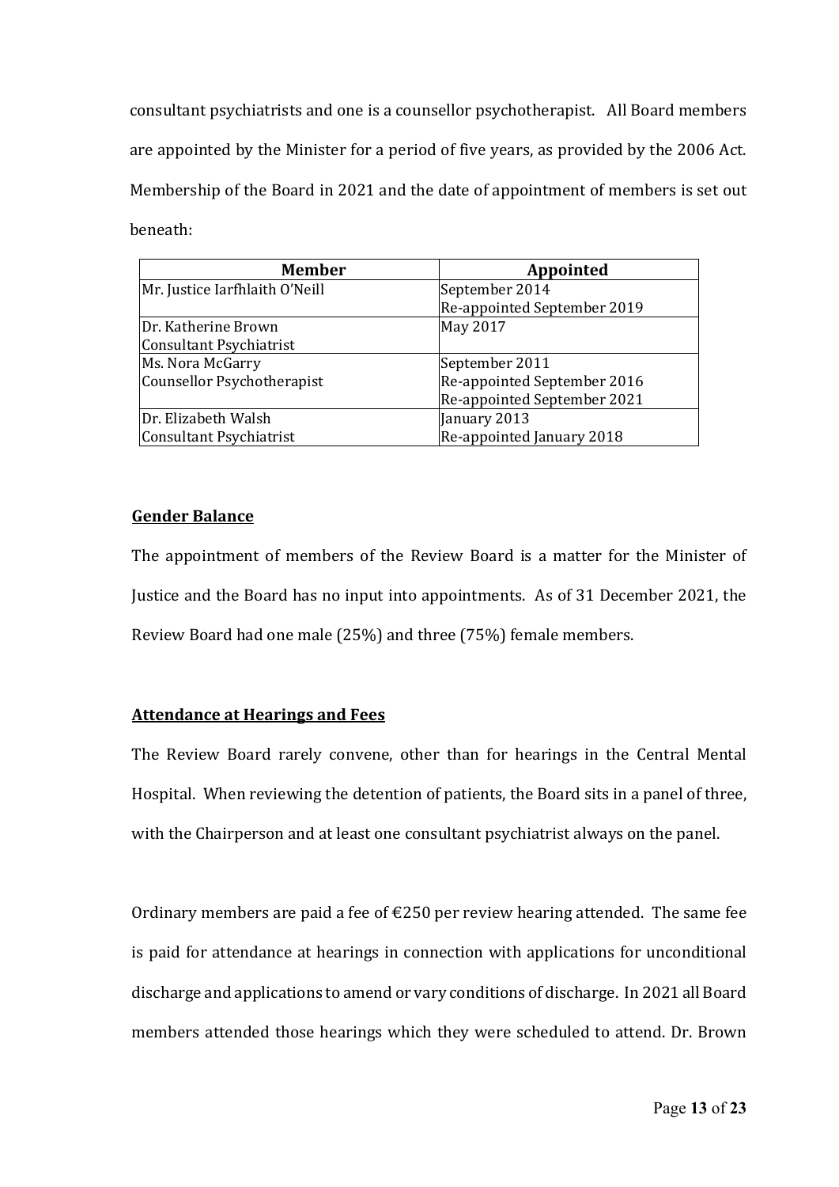consultant psychiatrists and one is a counsellor psychotherapist. All Board members are appointed by the Minister for a period of five years, as provided by the 2006 Act. Membership of the Board in 2021 and the date of appointment of members is set out beneath:

| Member | Appointed |
|---|---|
| Mr. Justice Iarfhlaith O'Neill | September 2014<br>Re-appointed September 2019 |
| Dr. Katherine Brown<br>Consultant Psychiatrist | May 2017 |
| Ms. Nora McGarry<br>Counsellor Psychotherapist | September 2011<br>Re-appointed September 2016<br>Re-appointed September 2021 |
| Dr. Elizabeth Walsh<br>Consultant Psychiatrist | January 2013<br>Re-appointed January 2018 |

**Gender Balance**

The appointment of members of the Review Board is a matter for the Minister of Justice and the Board has no input into appointments. As of 31 December 2021, the Review Board had one male (25%) and three (75%) female members.

**Attendance at Hearings and Fees**

The Review Board rarely convene, other than for hearings in the Central Mental Hospital. When reviewing the detention of patients, the Board sits in a panel of three, with the Chairperson and at least one consultant psychiatrist always on the panel.

Ordinary members are paid a fee of €250 per review hearing attended. The same fee is paid for attendance at hearings in connection with applications for unconditional discharge and applications to amend or vary conditions of discharge. In 2021 all Board members attended those hearings which they were scheduled to attend. Dr. Brown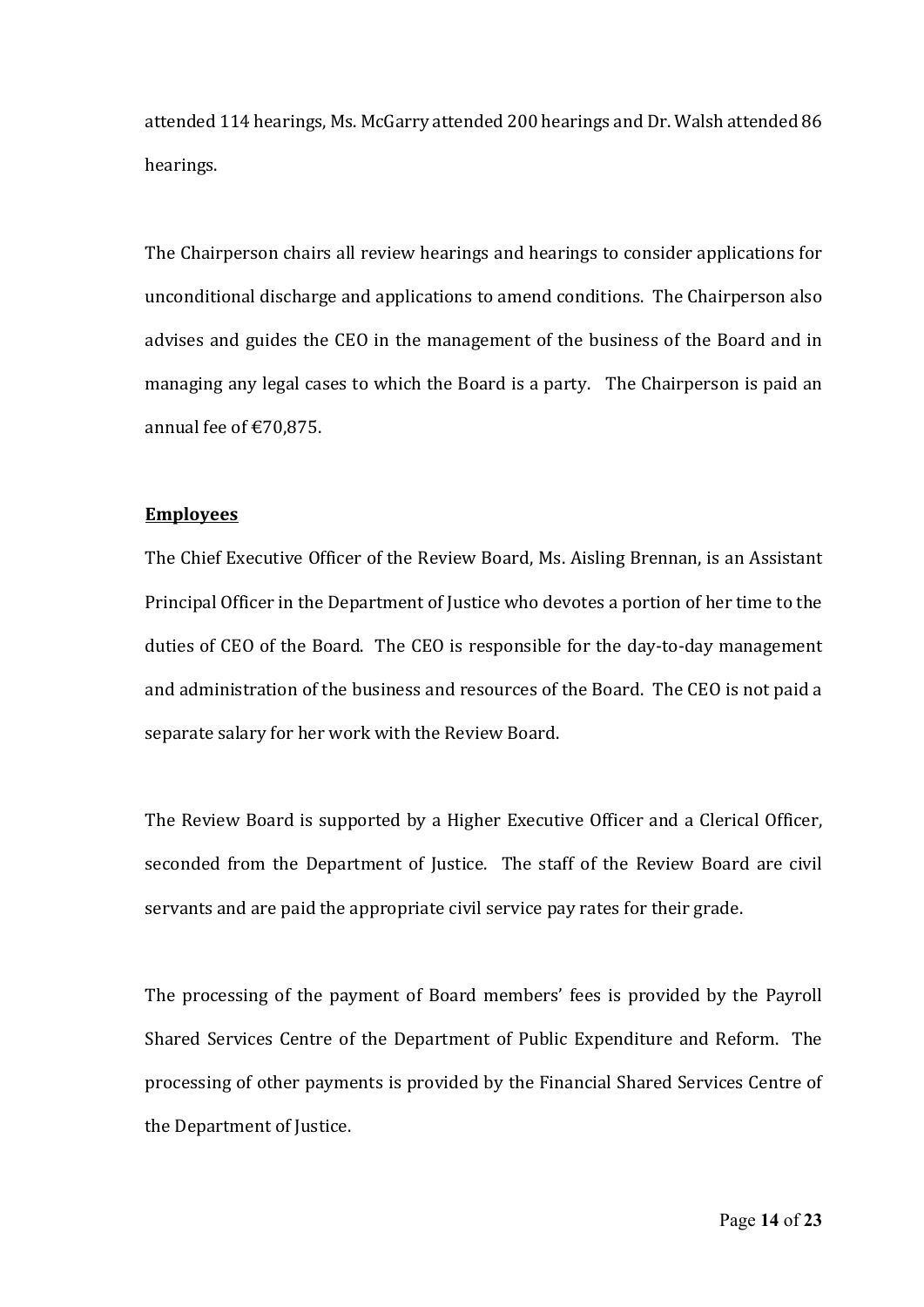attended 114 hearings, Ms. McGarry attended 200 hearings and Dr. Walsh attended 86 hearings.

The Chairperson chairs all review hearings and hearings to consider applications for unconditional discharge and applications to amend conditions. The Chairperson also advises and guides the CEO in the management of the business of the Board and in managing any legal cases to which the Board is a party. The Chairperson is paid an annual fee of €70,875.

**Employees**

The Chief Executive Officer of the Review Board, Ms. Aisling Brennan, is an Assistant Principal Officer in the Department of Justice who devotes a portion of her time to the duties of CEO of the Board. The CEO is responsible for the day-to-day management and administration of the business and resources of the Board. The CEO is not paid a separate salary for her work with the Review Board.

The Review Board is supported by a Higher Executive Officer and a Clerical Officer, seconded from the Department of Justice. The staff of the Review Board are civil servants and are paid the appropriate civil service pay rates for their grade.

The processing of the payment of Board members' fees is provided by the Payroll Shared Services Centre of the Department of Public Expenditure and Reform. The processing of other payments is provided by the Financial Shared Services Centre of the Department of Justice.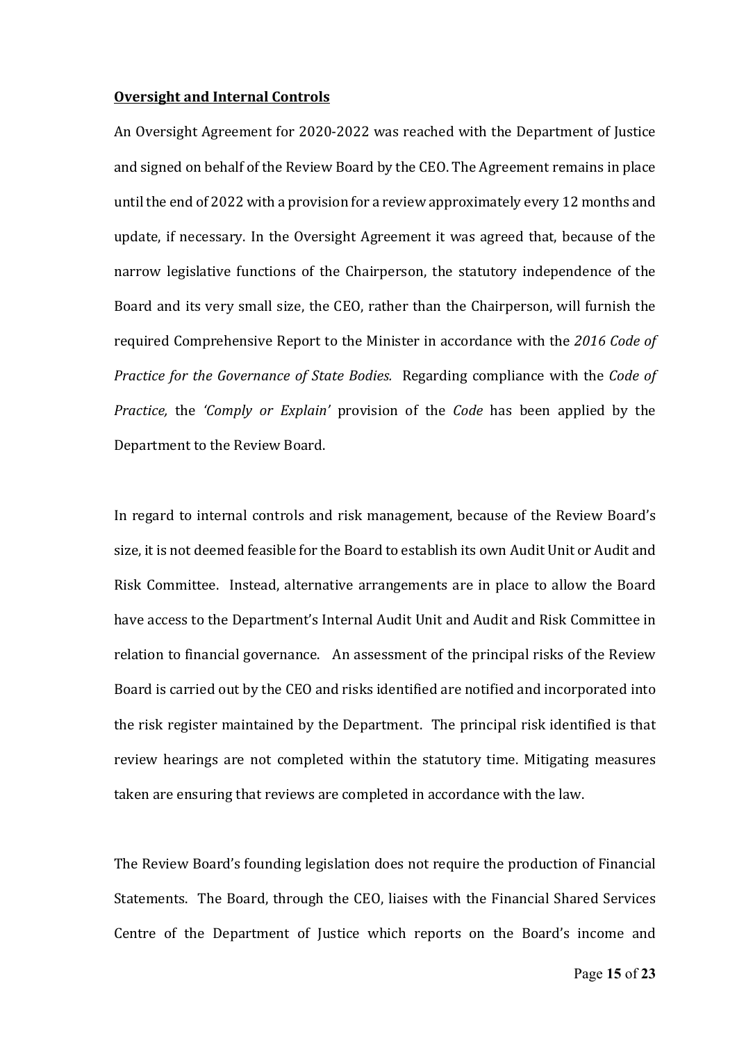**Oversight and Internal Controls**

An Oversight Agreement for 2020-2022 was reached with the Department of Justice and signed on behalf of the Review Board by the CEO. The Agreement remains in place until the end of 2022 with a provision for a review approximately every 12 months and update, if necessary. In the Oversight Agreement it was agreed that, because of the narrow legislative functions of the Chairperson, the statutory independence of the Board and its very small size, the CEO, rather than the Chairperson, will furnish the required Comprehensive Report to the Minister in accordance with the *2016 Code of Practice for the Governance of State Bodies.* Regarding compliance with the *Code of Practice,* the *'Comply or Explain'* provision of the *Code* has been applied by the Department to the Review Board.

In regard to internal controls and risk management, because of the Review Board's size, it is not deemed feasible for the Board to establish its own Audit Unit or Audit and Risk Committee. Instead, alternative arrangements are in place to allow the Board have access to the Department's Internal Audit Unit and Audit and Risk Committee in relation to financial governance. An assessment of the principal risks of the Review Board is carried out by the CEO and risks identified are notified and incorporated into the risk register maintained by the Department. The principal risk identified is that review hearings are not completed within the statutory time. Mitigating measures taken are ensuring that reviews are completed in accordance with the law.

The Review Board's founding legislation does not require the production of Financial Statements. The Board, through the CEO, liaises with the Financial Shared Services Centre of the Department of Justice which reports on the Board's income and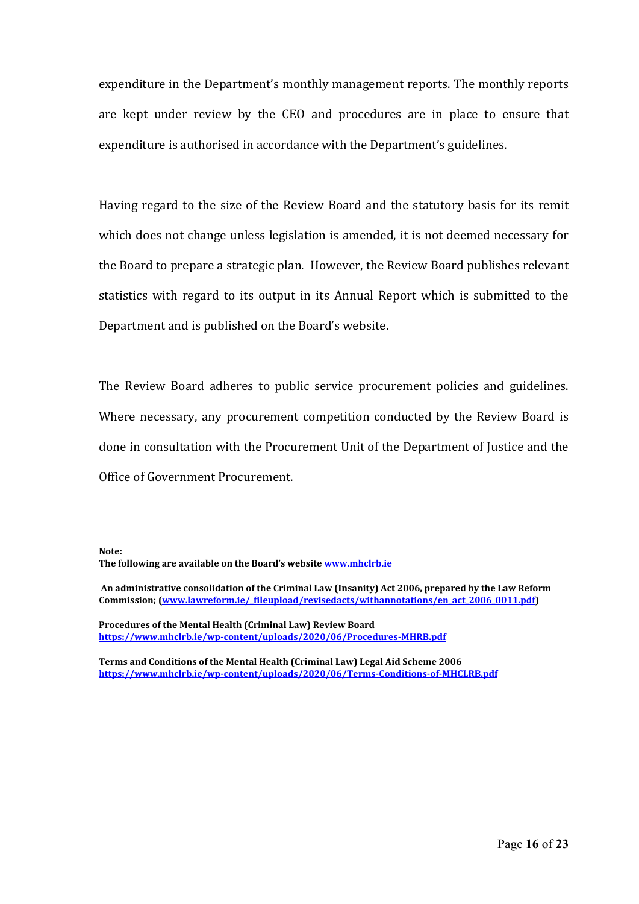expenditure in the Department's monthly management reports. The monthly reports are kept under review by the CEO and procedures are in place to ensure that expenditure is authorised in accordance with the Department's guidelines.

Having regard to the size of the Review Board and the statutory basis for its remit which does not change unless legislation is amended, it is not deemed necessary for the Board to prepare a strategic plan. However, the Review Board publishes relevant statistics with regard to its output in its Annual Report which is submitted to the Department and is published on the Board's website.

The Review Board adheres to public service procurement policies and guidelines. Where necessary, any procurement competition conducted by the Review Board is done in consultation with the Procurement Unit of the Department of Justice and the Office of Government Procurement.

**Note:**
**The following are available on the Board's website [www.mhclrb.ie](www.mhclrb.ie)**

**An administrative consolidation of the Criminal Law (Insanity) Act 2006, prepared by the Law Reform Commission; ([www.lawreform.ie/_fileupload/revisedacts/withannotations/en_act_2006_0011.pdf](www.lawreform.ie/_fileupload/revisedacts/withannotations/en_act_2006_0011.pdf))**

**Procedures of the Mental Health (Criminal Law) Review Board**
**<https://www.mhclrb.ie/wp-content/uploads/2020/06/Procedures-MHRB.pdf>**

**Terms and Conditions of the Mental Health (Criminal Law) Legal Aid Scheme 2006**
**<https://www.mhclrb.ie/wp-content/uploads/2020/06/Terms-Conditions-of-MHCLRB.pdf>**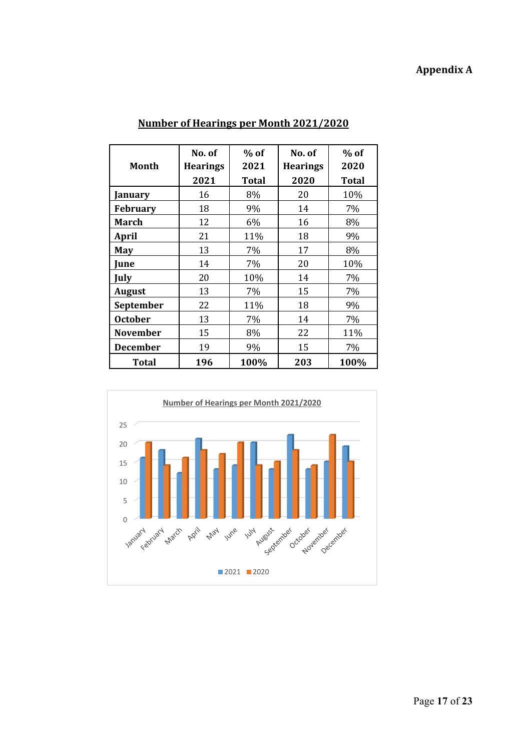**Appendix A**

## Number of Hearings per Month 2021/2020

| Month | No. of Hearings 2021 | % of 2021 Total | No. of Hearings 2020 | % of 2020 Total |
|---|---|---|---|---|
| **January** | 16 | 8% | 20 | 10% |
| **February** | 18 | 9% | 14 | 7% |
| **March** | 12 | 6% | 16 | 8% |
| **April** | 21 | 11% | 18 | 9% |
| **May** | 13 | 7% | 17 | 8% |
| **June** | 14 | 7% | 20 | 10% |
| **July** | 20 | 10% | 14 | 7% |
| **August** | 13 | 7% | 15 | 7% |
| **September** | 22 | 11% | 18 | 9% |
| **October** | 13 | 7% | 14 | 7% |
| **November** | 15 | 8% | 22 | 11% |
| **December** | 19 | 9% | 15 | 7% |
| **Total** | **196** | **100%** | **203** | **100%** |

Number of Hearings per Month 2021/2020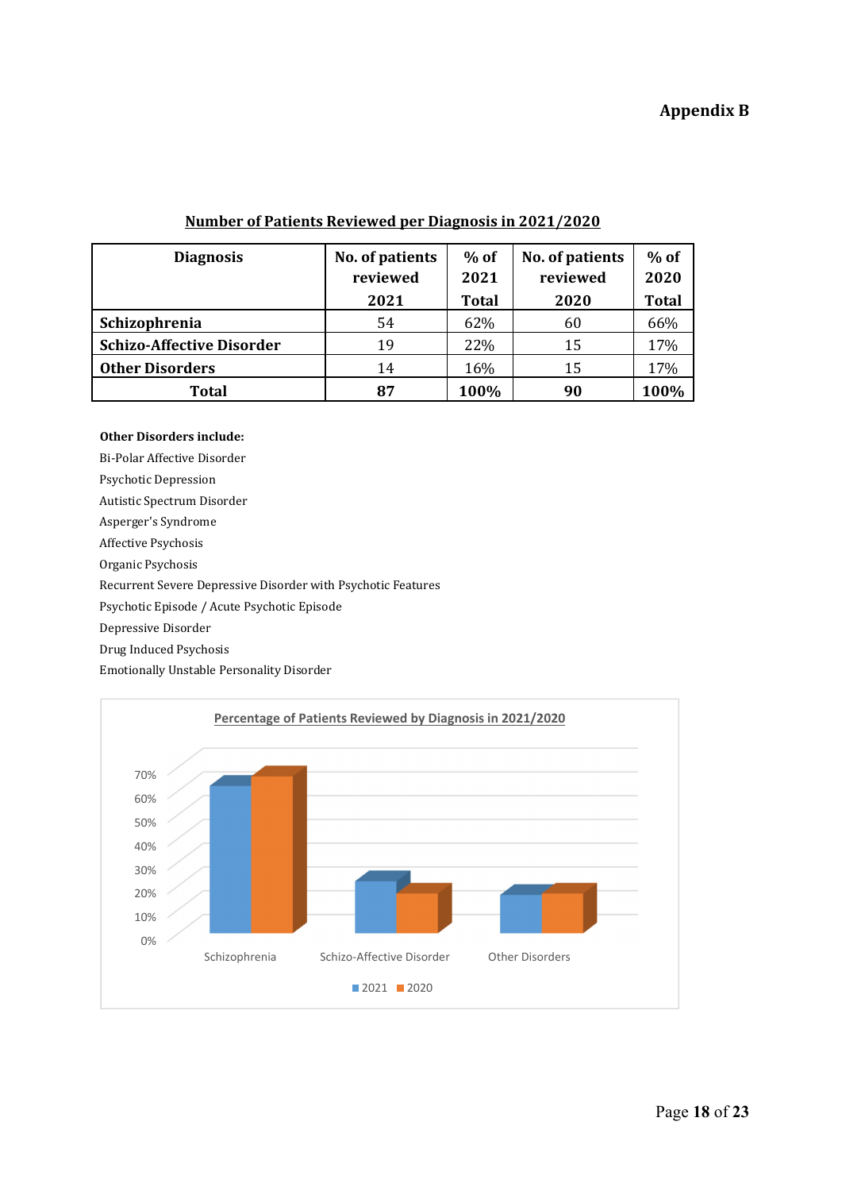# Appendix B

**Number of Patients Reviewed per Diagnosis in 2021/2020**

| Diagnosis | No. of patients reviewed 2021 | % of 2021 Total | No. of patients reviewed 2020 | % of 2020 Total |
|---|---|---|---|---|
| **Schizophrenia** | 54 | 62% | 60 | 66% |
| **Schizo-Affective Disorder** | 19 | 22% | 15 | 17% |
| **Other Disorders** | 14 | 16% | 15 | 17% |
| **Total** | **87** | **100%** | **90** | **100%** |

**Other Disorders include:**

Bi-Polar Affective Disorder
Psychotic Depression
Autistic Spectrum Disorder
Asperger's Syndrome
Affective Psychosis
Organic Psychosis
Recurrent Severe Depressive Disorder with Psychotic Features
Psychotic Episode / Acute Psychotic Episode
Depressive Disorder
Drug Induced Psychosis
Emotionally Unstable Personality Disorder

**Percentage of Patients Reviewed by Diagnosis in 2021/2020**

| Diagnosis | 2021 | 2020 |
|---|---|---|
| Schizophrenia | 62% | 66% |
| Schizo-Affective Disorder | 22% | 17% |
| Other Disorders | 16% | 17% |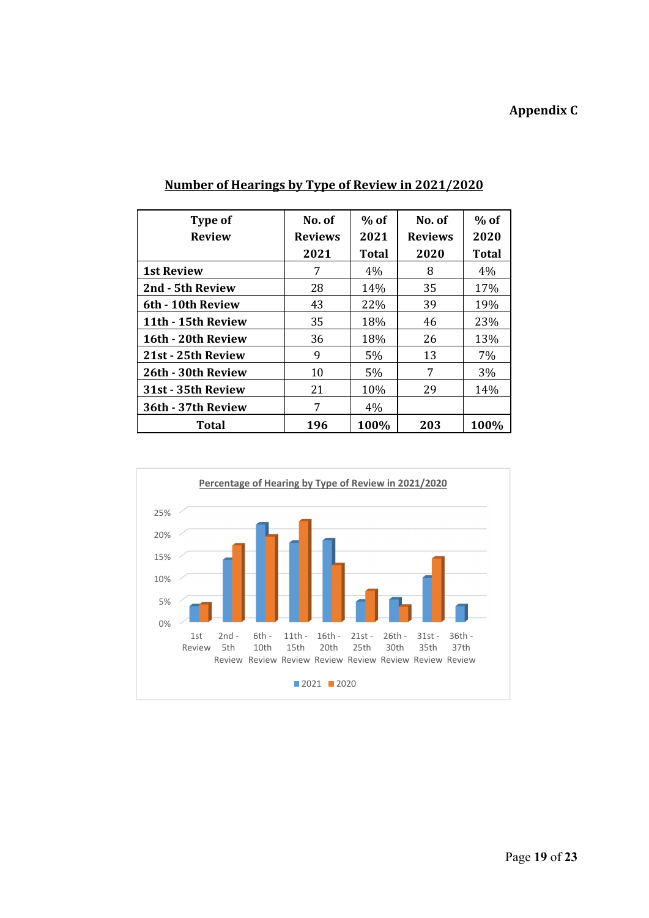**Appendix C**

## Number of Hearings by Type of Review in 2021/2020

| Type of Review | No. of Reviews 2021 | % of 2021 Total | No. of Reviews 2020 | % of 2020 Total |
|---|---|---|---|---|
| 1st Review | 7 | 4% | 8 | 4% |
| 2nd - 5th Review | 28 | 14% | 35 | 17% |
| 6th - 10th Review | 43 | 22% | 39 | 19% |
| 11th - 15th Review | 35 | 18% | 46 | 23% |
| 16th - 20th Review | 36 | 18% | 26 | 13% |
| 21st - 25th Review | 9 | 5% | 13 | 7% |
| 26th - 30th Review | 10 | 5% | 7 | 3% |
| 31st - 35th Review | 21 | 10% | 29 | 14% |
| 36th - 37th Review | 7 | 4% | | |
| **Total** | **196** | **100%** | **203** | **100%** |

Percentage of Hearing by Type of Review in 2021/2020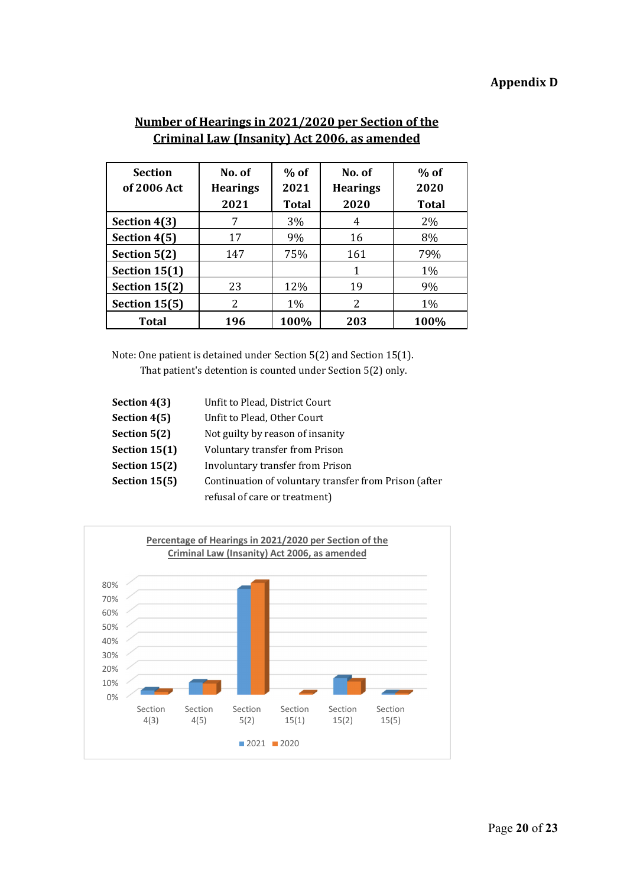**Appendix D**

## Number of Hearings in 2021/2020 per Section of the Criminal Law (Insanity) Act 2006, as amended

| Section of 2006 Act | No. of Hearings 2021 | % of 2021 Total | No. of Hearings 2020 | % of 2020 Total |
|---|---|---|---|---|
| **Section 4(3)** | 7 | 3% | 4 | 2% |
| **Section 4(5)** | 17 | 9% | 16 | 8% |
| **Section 5(2)** | 147 | 75% | 161 | 79% |
| **Section 15(1)** | | | 1 | 1% |
| **Section 15(2)** | 23 | 12% | 19 | 9% |
| **Section 15(5)** | 2 | 1% | 2 | 1% |
| **Total** | **196** | **100%** | **203** | **100%** |

Note: One patient is detained under Section 5(2) and Section 15(1).
That patient's detention is counted under Section 5(2) only.

| | |
|---|---|
| **Section 4(3)** | Unfit to Plead, District Court |
| **Section 4(5)** | Unfit to Plead, Other Court |
| **Section 5(2)** | Not guilty by reason of insanity |
| **Section 15(1)** | Voluntary transfer from Prison |
| **Section 15(2)** | Involuntary transfer from Prison |
| **Section 15(5)** | Continuation of voluntary transfer from Prison (after refusal of care or treatment) |

Percentage of Hearings in 2021/2020 per Section of the Criminal Law (Insanity) Act 2006, as amended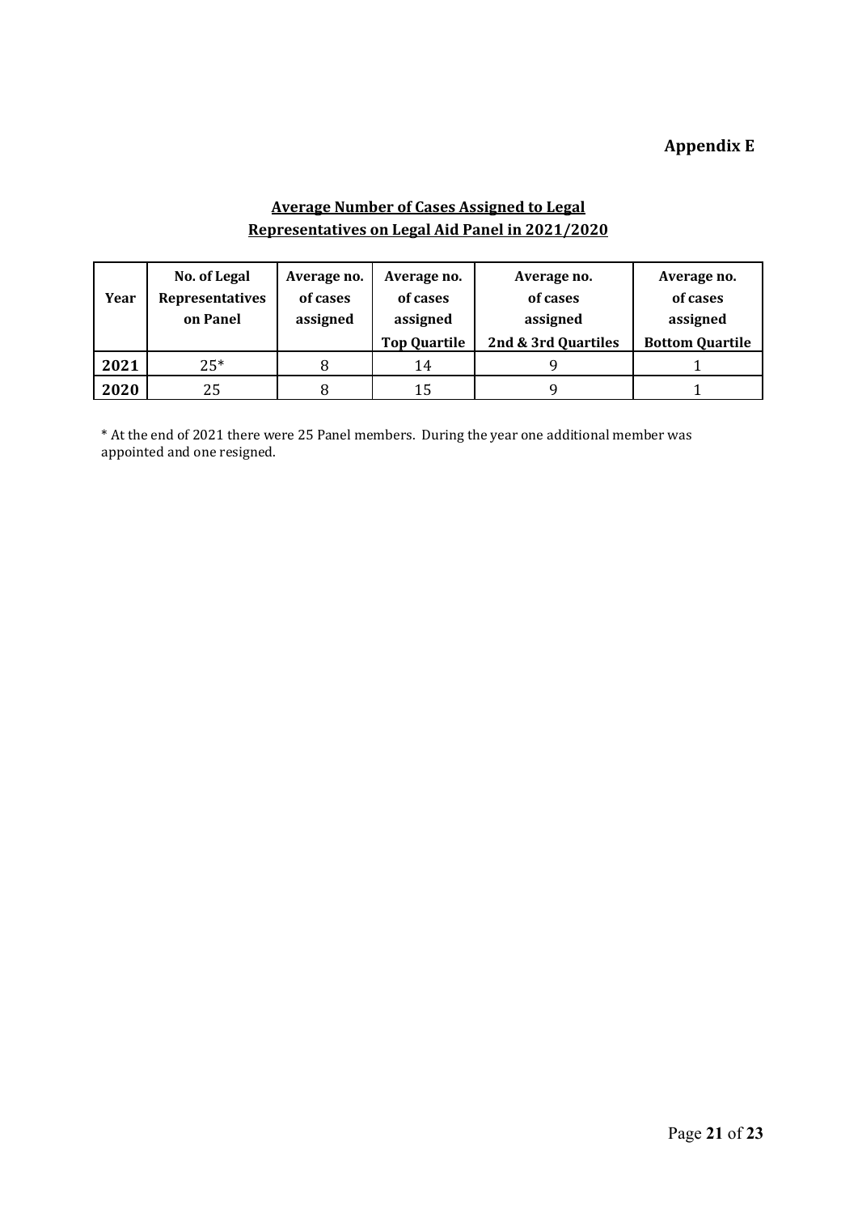**Appendix E**

## Average Number of Cases Assigned to Legal Representatives on Legal Aid Panel in 2021/2020

| Year | No. of Legal Representatives on Panel | Average no. of cases assigned | Average no. of cases assigned Top Quartile | Average no. of cases assigned 2nd & 3rd Quartiles | Average no. of cases assigned Bottom Quartile |
|---|---|---|---|---|---|
| **2021** | 25* | 8 | 14 | 9 | 1 |
| **2020** | 25 | 8 | 15 | 9 | 1 |

* At the end of 2021 there were 25 Panel members. During the year one additional member was appointed and one resigned.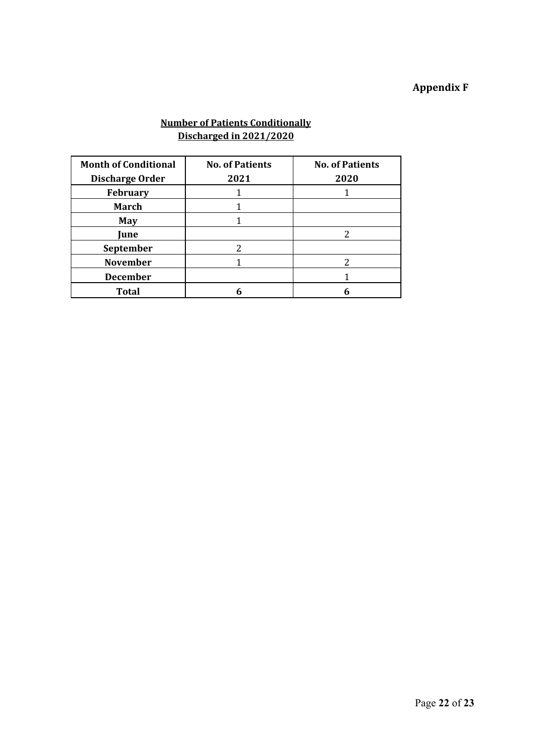**Appendix F**

**Number of Patients Conditionally Discharged in 2021/2020**

| Month of Conditional Discharge Order | No. of Patients 2021 | No. of Patients 2020 |
|---|---|---|
| **February** | 1 | 1 |
| **March** | 1 | |
| **May** | 1 | |
| **June** | | 2 |
| **September** | 2 | |
| **November** | 1 | 2 |
| **December** | | 1 |
| **Total** | **6** | **6** |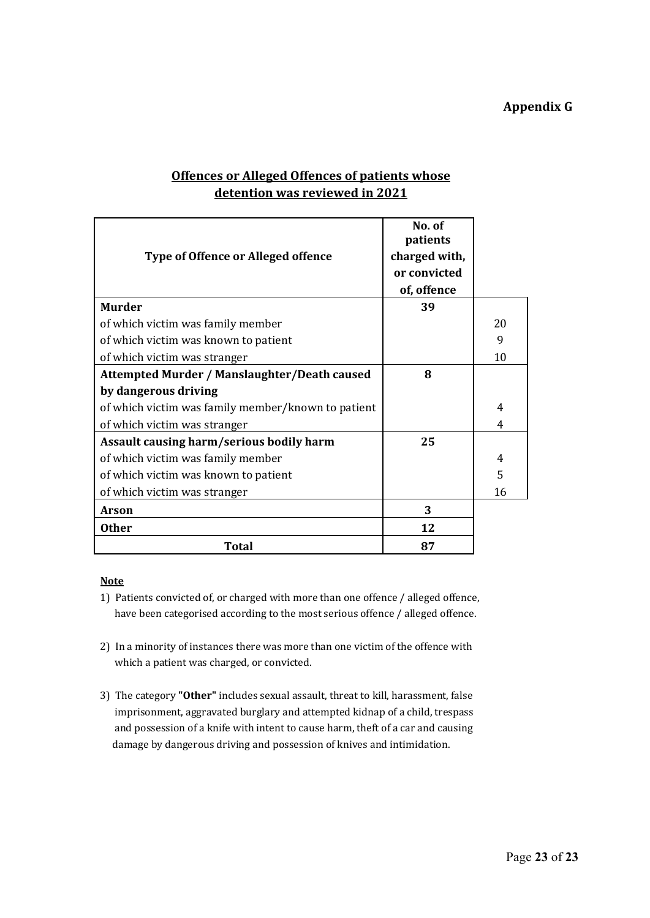**Appendix G**

## Offences or Alleged Offences of patients whose detention was reviewed in 2021

| Type of Offence or Alleged offence | No. of patients charged with, or convicted of, offence | |
|---|---|---|
| **Murder** | **39** | |
| of which victim was family member | | 20 |
| of which victim was known to patient | | 9 |
| of which victim was stranger | | 10 |
| **Attempted Murder / Manslaughter/Death caused by dangerous driving** | **8** | |
| of which victim was family member/known to patient | | 4 |
| of which victim was stranger | | 4 |
| **Assault causing harm/serious bodily harm** | **25** | |
| of which victim was family member | | 4 |
| of which victim was known to patient | | 5 |
| of which victim was stranger | | 16 |
| **Arson** | **3** | |
| **Other** | **12** | |
| **Total** | **87** | |

**Note**

1) Patients convicted of, or charged with more than one offence / alleged offence, have been categorised according to the most serious offence / alleged offence.

2) In a minority of instances there was more than one victim of the offence with which a patient was charged, or convicted.

3) The category **"Other"** includes sexual assault, threat to kill, harassment, false imprisonment, aggravated burglary and attempted kidnap of a child, trespass and possession of a knife with intent to cause harm, theft of a car and causing damage by dangerous driving and possession of knives and intimidation.